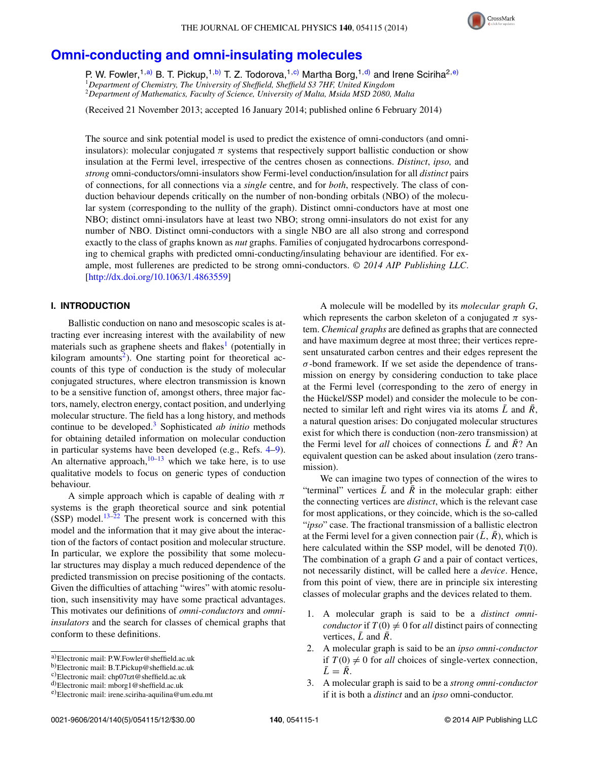# Omni-conducting and omni-insulating molecules

P. W. Fowler,[1,a)] B. T. Pickup,[1,b)] T. Z. Todorova,[1,c)] Martha Borg,[1,d)] and Irene Sciriha[2,e)]

[1]*Department of Chemistry, The University of Sheffield, Sheffield S3 7HF, United Kingdom*
[2]*Department of Mathematics, Faculty of Science, University of Malta, Msida MSD 2080, Malta*

(Received 21 November 2013; accepted 16 January 2014; published online 6 February 2014)

The source and sink potential model is used to predict the existence of omni-conductors (and omni-insulators): molecular conjugated $\pi$ systems that respectively support ballistic conduction or show insulation at the Fermi level, irrespective of the centres chosen as connections. *Distinct*, *ipso,* and *strong* omni-conductors/omni-insulators show Fermi-level conduction/insulation for all *distinct* pairs of connections, for all connections via a *single* centre, and for *both*, respectively. The class of conduction behaviour depends critically on the number of non-bonding orbitals (NBO) of the molecular system (corresponding to the nullity of the graph). Distinct omni-conductors have at most one NBO; distinct omni-insulators have at least two NBO; strong omni-insulators do not exist for any number of NBO. Distinct omni-conductors with a single NBO are all also strong and correspond exactly to the class of graphs known as *nut* graphs. Families of conjugated hydrocarbons corresponding to chemical graphs with predicted omni-conducting/insulating behaviour are identified. For example, most fullerenes are predicted to be strong omni-conductors. © *2014 AIP Publishing LLC*. [http://dx.doi.org/10.1063/1.4863559]

## I. INTRODUCTION

Ballistic conduction on nano and mesoscopic scales is attracting ever increasing interest with the availability of new materials such as graphene sheets and flakes[1] (potentially in kilogram amounts[2]). One starting point for theoretical accounts of this type of conduction is the study of molecular conjugated structures, where electron transmission is known to be a sensitive function of, amongst others, three major factors, namely, electron energy, contact position, and underlying molecular structure. The field has a long history, and methods continue to be developed.[3] Sophisticated *ab initio* methods for obtaining detailed information on molecular conduction in particular systems have been developed (e.g., Refs. 4–9). An alternative approach,[10–13] which we take here, is to use qualitative models to focus on generic types of conduction behaviour.

A simple approach which is capable of dealing with $\pi$ systems is the graph theoretical source and sink potential (SSP) model.[13–22] The present work is concerned with this model and the information that it may give about the interaction of the factors of contact position and molecular structure. In particular, we explore the possibility that some molecular structures may display a much reduced dependence of the predicted transmission on precise positioning of the contacts. Given the difficulties of attaching "wires" with atomic resolution, such insensitivity may have some practical advantages. This motivates our definitions of *omni-conductors* and *omni-insulators* and the search for classes of chemical graphs that conform to these definitions.

A molecule will be modelled by its *molecular graph G*, which represents the carbon skeleton of a conjugated $\pi$ system. *Chemical graphs* are defined as graphs that are connected and have maximum degree at most three; their vertices represent unsaturated carbon centres and their edges represent the $\sigma$-bond framework. If we set aside the dependence of transmission on energy by considering conduction to take place at the Fermi level (corresponding to the zero of energy in the Hückel/SSP model) and consider the molecule to be connected to similar left and right wires via its atoms $\bar{L}$ and $\bar{R}$, a natural question arises: Do conjugated molecular structures exist for which there is conduction (non-zero transmission) at the Fermi level for *all* choices of connections $\bar{L}$ and $\bar{R}$? An equivalent question can be asked about insulation (zero transmission).

We can imagine two types of connection of the wires to "terminal" vertices $\bar{L}$ and $\bar{R}$ in the molecular graph: either the connecting vertices are *distinct*, which is the relevant case for most applications, or they coincide, which is the so-called "*ipso*" case. The fractional transmission of a ballistic electron at the Fermi level for a given connection pair $(\bar{L}, \bar{R})$, which is here calculated within the SSP model, will be denoted $T(0)$. The combination of a graph $G$ and a pair of contact vertices, not necessarily distinct, will be called here a *device*. Hence, from this point of view, there are in principle six interesting classes of molecular graphs and the devices related to them.

1. A molecular graph is said to be a *distinct omni-conductor* if $T(0) \neq 0$ for *all* distinct pairs of connecting vertices, $\bar{L}$ and $\bar{R}$.
2. A molecular graph is said to be an *ipso omni-conductor* if $T(0) \neq 0$ for *all* choices of single-vertex connection, $\bar{L} = \bar{R}$.
3. A molecular graph is said to be a *strong omni-conductor* if it is both a *distinct* and an *ipso* omni-conductor.

---

a)Electronic mail: P.W.Fowler@sheffield.ac.uk
b)Electronic mail: B.T.Pickup@sheffield.ac.uk
c)Electronic mail: chp07tzt@sheffield.ac.uk
d)Electronic mail: mborg1@sheffield.ac.uk
e)Electronic mail: irene.sciriha-aquilina@um.edu.mt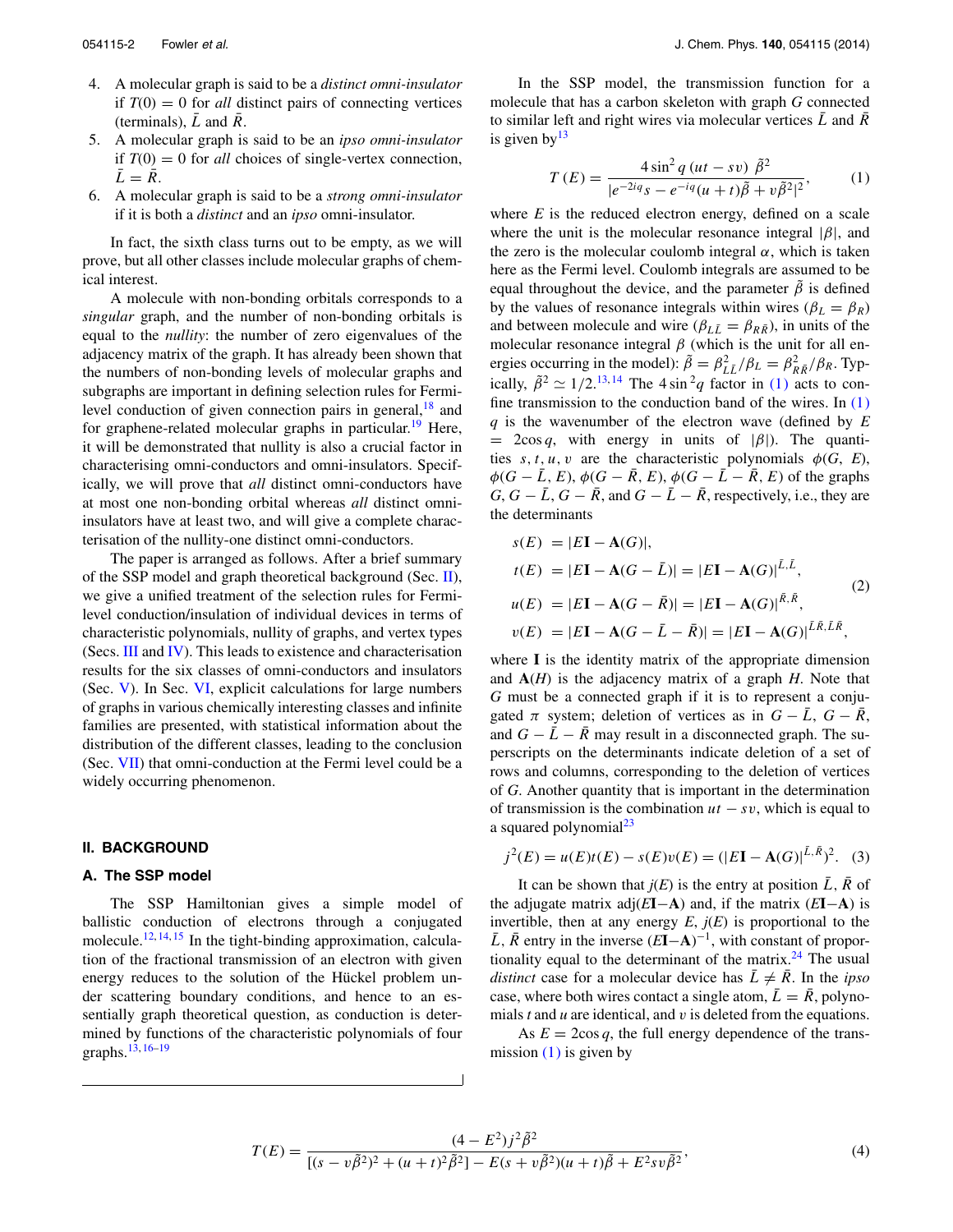4. A molecular graph is said to be a *distinct omni-insulator* if $T(0) = 0$ for *all* distinct pairs of connecting vertices (terminals), $\bar{L}$ and $\bar{R}$.
5. A molecular graph is said to be an *ipso omni-insulator* if $T(0) = 0$ for *all* choices of single-vertex connection, $\bar{L} = \bar{R}$.
6. A molecular graph is said to be a *strong omni-insulator* if it is both a *distinct* and an *ipso* omni-insulator.

In fact, the sixth class turns out to be empty, as we will prove, but all other classes include molecular graphs of chemical interest.

A molecule with non-bonding orbitals corresponds to a *singular* graph, and the number of non-bonding orbitals is equal to the *nullity*: the number of zero eigenvalues of the adjacency matrix of the graph. It has already been shown that the numbers of non-bonding levels of molecular graphs and subgraphs are important in defining selection rules for Fermi-level conduction of given connection pairs in general,[18] and for graphene-related molecular graphs in particular.[19] Here, it will be demonstrated that nullity is also a crucial factor in characterising omni-conductors and omni-insulators. Specifically, we will prove that *all* distinct omni-conductors have at most one non-bonding orbital whereas *all* distinct omni-insulators have at least two, and will give a complete characterisation of the nullity-one distinct omni-conductors.

The paper is arranged as follows. After a brief summary of the SSP model and graph theoretical background (Sec. II), we give a unified treatment of the selection rules for Fermi-level conduction/insulation of individual devices in terms of characteristic polynomials, nullity of graphs, and vertex types (Secs. III and IV). This leads to existence and characterisation results for the six classes of omni-conductors and insulators (Sec. V). In Sec. VI, explicit calculations for large numbers of graphs in various chemically interesting classes and infinite families are presented, with statistical information about the distribution of the different classes, leading to the conclusion (Sec. VII) that omni-conduction at the Fermi level could be a widely occurring phenomenon.

## II. BACKGROUND

### A. The SSP model

The SSP Hamiltonian gives a simple model of ballistic conduction of electrons through a conjugated molecule.[12,14,15] In the tight-binding approximation, calculation of the fractional transmission of an electron with given energy reduces to the solution of the Hückel problem under scattering boundary conditions, and hence to an essentially graph theoretical question, as conduction is determined by functions of the characteristic polynomials of four graphs.[13,16–19]

In the SSP model, the transmission function for a molecule that has a carbon skeleton with graph $G$ connected to similar left and right wires via molecular vertices $\bar{L}$ and $\bar{R}$ is given by[13]

$$T(E) = \frac{4\sin^2 q\,(ut - sv)\ \tilde{\beta}^2}{|e^{-2iq}s - e^{-iq}(u+t)\tilde{\beta} + v\tilde{\beta}^2|^2}, \qquad (1)$$

where $E$ is the reduced electron energy, defined on a scale where the unit is the molecular resonance integral $|\beta|$, and the zero is the molecular coulomb integral $\alpha$, which is taken here as the Fermi level. Coulomb integrals are assumed to be equal throughout the device, and the parameter $\tilde{\beta}$ is defined by the values of resonance integrals within wires ($\beta_L = \beta_R$) and between molecule and wire ($\beta_{L\bar{L}} = \beta_{R\bar{R}}$), in units of the molecular resonance integral $\beta$ (which is the unit for all energies occurring in the model): $\tilde{\beta} = \beta_{L\bar{L}}^2/\beta_L = \beta_{R\bar{R}}^2/\beta_R$. Typically, $\tilde{\beta}^2 \simeq 1/2$.[13,14] The $4\sin^2 q$ factor in (1) acts to confine transmission to the conduction band of the wires. In (1) $q$ is the wavenumber of the electron wave (defined by $E = 2\cos q$, with energy in units of $|\beta|$). The quantities $s, t, u, v$ are the characteristic polynomials $\phi(G, E)$, $\phi(G - \bar{L}, E)$, $\phi(G - \bar{R}, E)$, $\phi(G - \bar{L} - \bar{R}, E)$ of the graphs $G$, $G - \bar{L}$, $G - \bar{R}$, and $G - \bar{L} - \bar{R}$, respectively, i.e., they are the determinants

$$\begin{aligned}
s(E) &= |E\mathbf{I} - \mathbf{A}(G)|,\\
t(E) &= |E\mathbf{I} - \mathbf{A}(G - \bar{L})| = |E\mathbf{I} - \mathbf{A}(G)|^{\bar{L},\bar{L}},\\
u(E) &= |E\mathbf{I} - \mathbf{A}(G - \bar{R})| = |E\mathbf{I} - \mathbf{A}(G)|^{\bar{R},\bar{R}},\\
v(E) &= |E\mathbf{I} - \mathbf{A}(G - \bar{L} - \bar{R})| = |E\mathbf{I} - \mathbf{A}(G)|^{\bar{L}\bar{R},\bar{L}\bar{R}},
\end{aligned} \qquad (2)$$

where $\mathbf{I}$ is the identity matrix of the appropriate dimension and $\mathbf{A}(H)$ is the adjacency matrix of a graph $H$. Note that $G$ must be a connected graph if it is to represent a conjugated $\pi$ system; deletion of vertices as in $G - \bar{L}$, $G - \bar{R}$, and $G - \bar{L} - \bar{R}$ may result in a disconnected graph. The superscripts on the determinants indicate deletion of a set of rows and columns, corresponding to the deletion of vertices of $G$. Another quantity that is important in the determination of transmission is the combination $ut - sv$, which is equal to a squared polynomial[23]

$$j^2(E) = u(E)t(E) - s(E)v(E) = (|E\mathbf{I} - \mathbf{A}(G)|^{\bar{L},\bar{R}})^2. \quad (3)$$

It can be shown that $j(E)$ is the entry at position $\bar{L}$, $\bar{R}$ of the adjugate matrix adj($E\mathbf{I}-\mathbf{A}$) and, if the matrix ($E\mathbf{I}-\mathbf{A}$) is invertible, then at any energy $E$, $j(E)$ is proportional to the $\bar{L}$, $\bar{R}$ entry in the inverse $(E\mathbf{I}-\mathbf{A})^{-1}$, with constant of proportionality equal to the determinant of the matrix.[24] The usual *distinct* case for a molecular device has $\bar{L} \neq \bar{R}$. In the *ipso* case, where both wires contact a single atom, $\bar{L} = \bar{R}$, polynomials $t$ and $u$ are identical, and $v$ is deleted from the equations.

As $E = 2\cos q$, the full energy dependence of the transmission (1) is given by

$$T(E) = \frac{(4 - E^2)j^2\tilde{\beta}^2}{[(s - v\tilde{\beta}^2)^2 + (u+t)^2\tilde{\beta}^2] - E(s + v\tilde{\beta}^2)(u+t)\tilde{\beta} + E^2 sv\tilde{\beta}^2}, \qquad (4)$$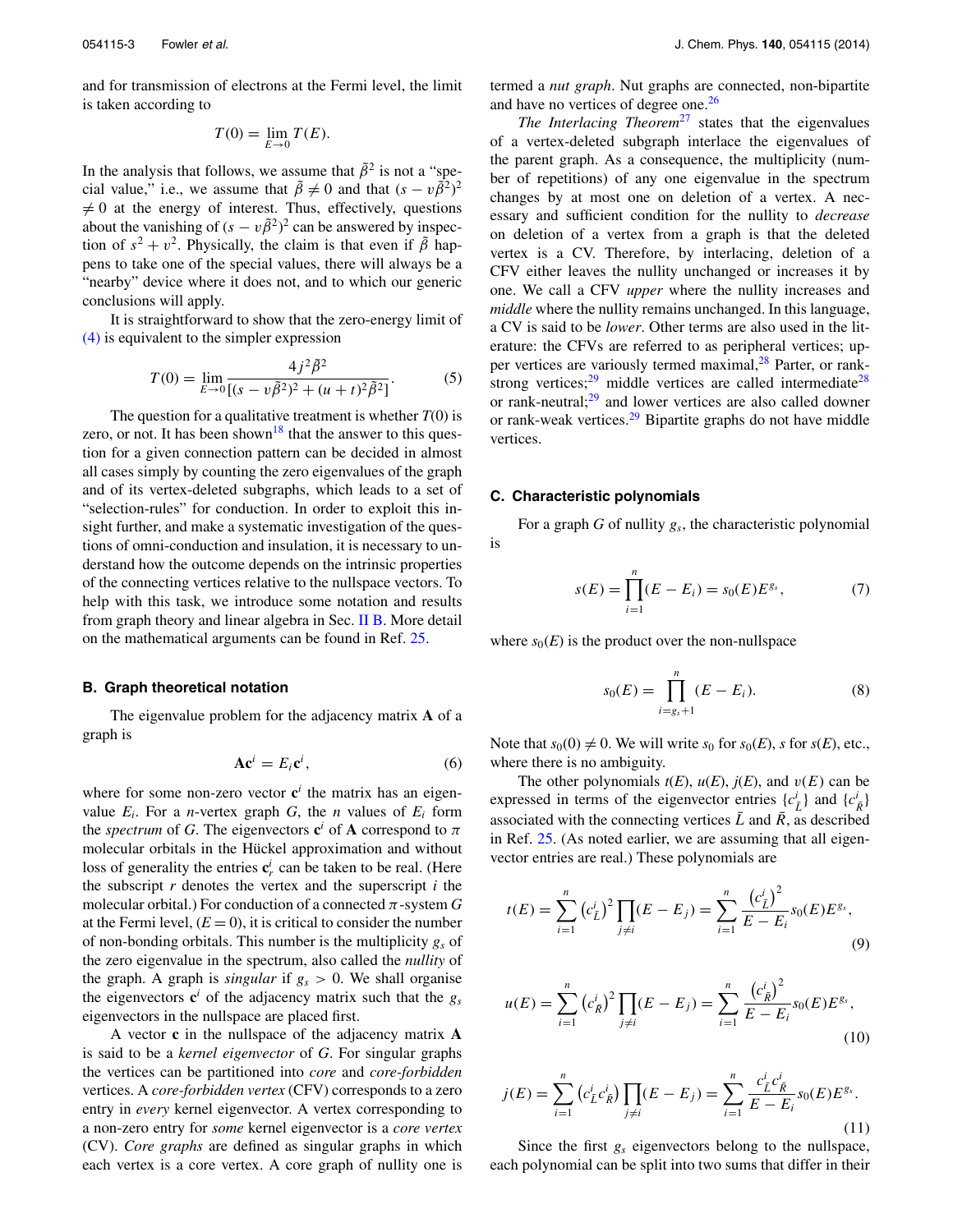and for transmission of electrons at the Fermi level, the limit is taken according to

$$T(0) = \lim_{E \to 0} T(E).$$

In the analysis that follows, we assume that $\tilde{\beta}^2$ is not a "special value," i.e., we assume that $\tilde{\beta} \neq 0$ and that $(s - v\tilde{\beta}^2)^2 \neq 0$ at the energy of interest. Thus, effectively, questions about the vanishing of $(s - v\tilde{\beta}^2)^2$ can be answered by inspection of $s^2 + v^2$. Physically, the claim is that even if $\tilde{\beta}$ happens to take one of the special values, there will always be a "nearby" device where it does not, and to which our generic conclusions will apply.

It is straightforward to show that the zero-energy limit of (4) is equivalent to the simpler expression

$$T(0) = \lim_{E \to 0} \frac{4j^2\tilde{\beta}^2}{[(s - v\tilde{\beta}^2)^2 + (u + t)^2\tilde{\beta}^2]}. \tag{5}$$

The question for a qualitative treatment is whether $T(0)$ is zero, or not. It has been shown[18] that the answer to this question for a given connection pattern can be decided in almost all cases simply by counting the zero eigenvalues of the graph and of its vertex-deleted subgraphs, which leads to a set of "selection-rules" for conduction. In order to exploit this insight further, and make a systematic investigation of the questions of omni-conduction and insulation, it is necessary to understand how the outcome depends on the intrinsic properties of the connecting vertices relative to the nullspace vectors. To help with this task, we introduce some notation and results from graph theory and linear algebra in Sec. II B. More detail on the mathematical arguments can be found in Ref. 25.

### B. Graph theoretical notation

The eigenvalue problem for the adjacency matrix $\mathbf{A}$ of a graph is

$$\mathbf{A}\mathbf{c}^i = E_i \mathbf{c}^i, \tag{6}$$

where for some non-zero vector $\mathbf{c}^i$ the matrix has an eigenvalue $E_i$. For a $n$-vertex graph $G$, the $n$ values of $E_i$ form the *spectrum* of $G$. The eigenvectors $\mathbf{c}^i$ of $\mathbf{A}$ correspond to $\pi$ molecular orbitals in the Hückel approximation and without loss of generality the entries $\mathbf{c}^i_r$ can be taken to be real. (Here the subscript $r$ denotes the vertex and the superscript $i$ the molecular orbital.) For conduction of a connected $\pi$-system $G$ at the Fermi level, $(E = 0)$, it is critical to consider the number of non-bonding orbitals. This number is the multiplicity $g_s$ of the zero eigenvalue in the spectrum, also called the *nullity* of the graph. A graph is *singular* if $g_s > 0$. We shall organise the eigenvectors $\mathbf{c}^i$ of the adjacency matrix such that the $g_s$ eigenvectors in the nullspace are placed first.

A vector $\mathbf{c}$ in the nullspace of the adjacency matrix $\mathbf{A}$ is said to be a *kernel eigenvector* of $G$. For singular graphs the vertices can be partitioned into *core* and *core-forbidden* vertices. A *core-forbidden vertex* (CFV) corresponds to a zero entry in *every* kernel eigenvector. A vertex corresponding to a non-zero entry for *some* kernel eigenvector is a *core vertex* (CV). *Core graphs* are defined as singular graphs in which each vertex is a core vertex. A core graph of nullity one is termed a *nut graph*. Nut graphs are connected, non-bipartite and have no vertices of degree one.[26]

*The Interlacing Theorem*[27] states that the eigenvalues of a vertex-deleted subgraph interlace the eigenvalues of the parent graph. As a consequence, the multiplicity (number of repetitions) of any one eigenvalue in the spectrum changes by at most one on deletion of a vertex. A necessary and sufficient condition for the nullity to *decrease* on deletion of a vertex from a graph is that the deleted vertex is a CV. Therefore, by interlacing, deletion of a CFV either leaves the nullity unchanged or increases it by one. We call a CFV *upper* where the nullity increases and *middle* where the nullity remains unchanged. In this language, a CV is said to be *lower*. Other terms are also used in the literature: the CFVs are referred to as peripheral vertices; upper vertices are variously termed maximal,[28] Parter, or rank-strong vertices;[29] middle vertices are called intermediate[28] or rank-neutral;[29] and lower vertices are also called downer or rank-weak vertices.[29] Bipartite graphs do not have middle vertices.

### C. Characteristic polynomials

For a graph $G$ of nullity $g_s$, the characteristic polynomial is

$$s(E) = \prod_{i=1}^{n}(E - E_i) = s_0(E)E^{g_s}, \tag{7}$$

where $s_0(E)$ is the product over the non-nullspace

$$s_0(E) = \prod_{i=g_s+1}^{n}(E - E_i). \tag{8}$$

Note that $s_0(0) \neq 0$. We will write $s_0$ for $s_0(E)$, $s$ for $s(E)$, etc., where there is no ambiguity.

The other polynomials $t(E)$, $u(E)$, $j(E)$, and $v(E)$ can be expressed in terms of the eigenvector entries $\{c^i_{\bar{L}}\}$ and $\{c^i_{\bar{R}}\}$ associated with the connecting vertices $\bar{L}$ and $\bar{R}$, as described in Ref. 25. (As noted earlier, we are assuming that all eigenvector entries are real.) These polynomials are

$$t(E) = \sum_{i=1}^{n}\left(c^i_{\bar{L}}\right)^2 \prod_{j \neq i}(E - E_j) = \sum_{i=1}^{n}\frac{\left(c^i_{\bar{L}}\right)^2}{E - E_i}s_0(E)E^{g_s}, \tag{9}$$

$$u(E) = \sum_{i=1}^{n}\left(c^i_{\bar{R}}\right)^2 \prod_{j \neq i}(E - E_j) = \sum_{i=1}^{n}\frac{\left(c^i_{\bar{R}}\right)^2}{E - E_i}s_0(E)E^{g_s}, \tag{10}$$

$$j(E) = \sum_{i=1}^{n}\left(c^i_{\bar{L}}c^i_{\bar{R}}\right) \prod_{j \neq i}(E - E_j) = \sum_{i=1}^{n}\frac{c^i_{\bar{L}}c^i_{\bar{R}}}{E - E_i}s_0(E)E^{g_s}. \tag{11}$$

Since the first $g_s$ eigenvectors belong to the nullspace, each polynomial can be split into two sums that differ in their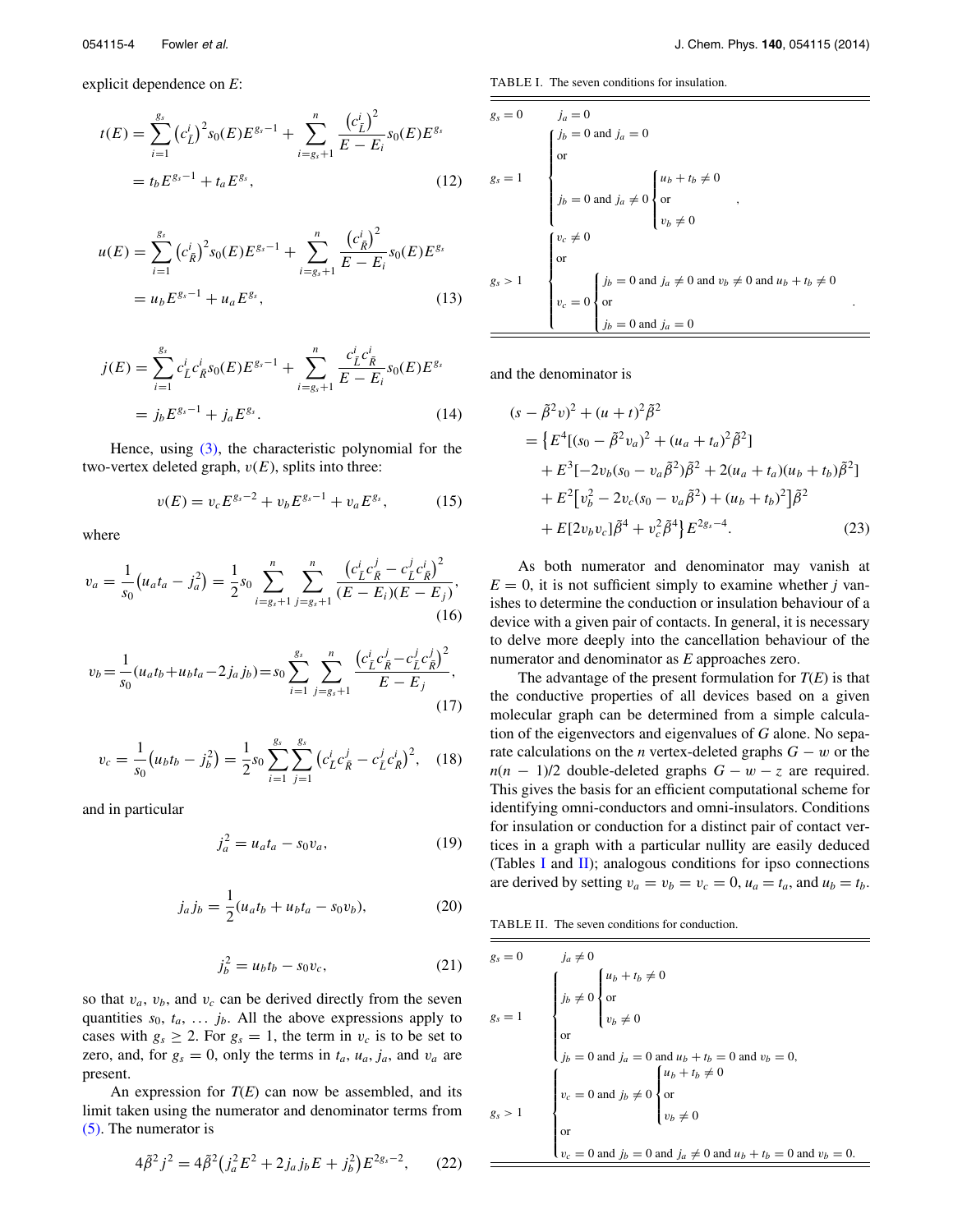explicit dependence on $E$:

$$t(E) = \sum_{i=1}^{g_s} \left(c_{\bar{L}}^i\right)^2 s_0(E) E^{g_s-1} + \sum_{i=g_s+1}^{n} \frac{\left(c_{\bar{L}}^i\right)^2}{E-E_i} s_0(E) E^{g_s} = t_b E^{g_s-1} + t_a E^{g_s}, \tag{12}$$

$$u(E) = \sum_{i=1}^{g_s} \left(c_{\bar{R}}^i\right)^2 s_0(E) E^{g_s-1} + \sum_{i=g_s+1}^{n} \frac{\left(c_{\bar{R}}^i\right)^2}{E-E_i} s_0(E) E^{g_s} = u_b E^{g_s-1} + u_a E^{g_s}, \tag{13}$$

$$j(E) = \sum_{i=1}^{g_s} c_{\bar{L}}^i c_{\bar{R}}^i s_0(E) E^{g_s-1} + \sum_{i=g_s+1}^{n} \frac{c_{\bar{L}}^i c_{\bar{R}}^i}{E-E_i} s_0(E) E^{g_s} = j_b E^{g_s-1} + j_a E^{g_s}. \tag{14}$$

Hence, using (3), the characteristic polynomial for the two-vertex deleted graph, $v(E)$, splits into three:

$$v(E) = v_c E^{g_s-2} + v_b E^{g_s-1} + v_a E^{g_s}, \tag{15}$$

where

$$v_a = \frac{1}{s_0}\left(u_a t_a - j_a^2\right) = \frac{1}{2} s_0 \sum_{i=g_s+1}^{n} \sum_{j=g_s+1}^{n} \frac{\left(c_{\bar{L}}^i c_{\bar{R}}^j - c_{\bar{L}}^j c_{\bar{R}}^i\right)^2}{(E-E_i)(E-E_j)}, \tag{16}$$

$$v_b = \frac{1}{s_0}(u_a t_b + u_b t_a - 2 j_a j_b) = s_0 \sum_{i=1}^{g_s} \sum_{j=g_s+1}^{n} \frac{\left(c_{\bar{L}}^i c_{\bar{R}}^j - c_{\bar{L}}^j c_{\bar{R}}^i\right)^2}{E-E_j}, \tag{17}$$

$$v_c = \frac{1}{s_0}\left(u_b t_b - j_b^2\right) = \frac{1}{2} s_0 \sum_{i=1}^{g_s} \sum_{j=1}^{g_s} \left(c_{\bar{L}}^i c_{\bar{R}}^j - c_{\bar{L}}^j c_{\bar{R}}^i\right)^2, \tag{18}$$

and in particular

$$j_a^2 = u_a t_a - s_0 v_a, \tag{19}$$

$$j_a j_b = \frac{1}{2}(u_a t_b + u_b t_a - s_0 v_b), \tag{20}$$

$$j_b^2 = u_b t_b - s_0 v_c, \tag{21}$$

so that $v_a$, $v_b$, and $v_c$ can be derived directly from the seven quantities $s_0$, $t_a$, ... $j_b$. All the above expressions apply to cases with $g_s \geq 2$. For $g_s = 1$, the term in $v_c$ is to be set to zero, and, for $g_s = 0$, only the terms in $t_a$, $u_a$, $j_a$, and $v_a$ are present.

An expression for $T(E)$ can now be assembled, and its limit taken using the numerator and denominator terms from (5). The numerator is

$$4\tilde{\beta}^2 j^2 = 4\tilde{\beta}^2\left(j_a^2 E^2 + 2 j_a j_b E + j_b^2\right) E^{2g_s-2}, \tag{22}$$

and the denominator is

$$\begin{aligned}
(s - \tilde{\beta}^2 v)^2 + (u+t)^2 \tilde{\beta}^2
&= \big\{E^4[(s_0 - \tilde{\beta}^2 v_a)^2 + (u_a + t_a)^2 \tilde{\beta}^2] \\
&\quad + E^3[-2v_b(s_0 - v_a\tilde{\beta}^2)\tilde{\beta}^2 + 2(u_a+t_a)(u_b+t_b)\tilde{\beta}^2] \\
&\quad + E^2\left[v_b^2 - 2v_c(s_0 - v_a\tilde{\beta}^2) + (u_b+t_b)^2\right]\tilde{\beta}^2 \\
&\quad + E[2v_b v_c]\tilde{\beta}^4 + v_c^2\tilde{\beta}^4\big\} E^{2g_s-4}.
\end{aligned} \tag{23}$$

As both numerator and denominator may vanish at $E = 0$, it is not sufficient simply to examine whether $j$ vanishes to determine the conduction or insulation behaviour of a device with a given pair of contacts. In general, it is necessary to delve more deeply into the cancellation behaviour of the numerator and denominator as $E$ approaches zero.

The advantage of the present formulation for $T(E)$ is that the conductive properties of all devices based on a given molecular graph can be determined from a simple calculation of the eigenvectors and eigenvalues of $G$ alone. No separate calculations on the $n$ vertex-deleted graphs $G - w$ or the $n(n-1)/2$ double-deleted graphs $G - w - z$ are required. This gives the basis for an efficient computational scheme for identifying omni-conductors and omni-insulators. Conditions for insulation or conduction for a distinct pair of contact vertices in a graph with a particular nullity are easily deduced (Tables I and II); analogous conditions for ipso connections are derived by setting $v_a = v_b = v_c = 0$, $u_a = t_a$, and $u_b = t_b$.

TABLE I. The seven conditions for insulation.

| Nullity | Condition |
|---|---|
| $g_s = 0$ | $j_a = 0$ |
| $g_s = 1$ | $j_b = 0$ and $j_a = 0$; or $j_b = 0$ and $j_a \neq 0$ and ($u_b + t_b \neq 0$ or $v_b \neq 0$) |
| $g_s > 1$ | $v_c \neq 0$; or $v_c = 0$ and ($j_b = 0$ and $j_a \neq 0$ and $v_b \neq 0$ and $u_b + t_b \neq 0$; or $j_b = 0$ and $j_a = 0$) |

TABLE II. The seven conditions for conduction.

| Nullity | Condition |
|---|---|
| $g_s = 0$ | $j_a \neq 0$ |
| $g_s = 1$ | $j_b \neq 0$ and ($u_b + t_b \neq 0$ or $v_b \neq 0$); or $j_b = 0$ and $j_a = 0$ and $u_b + t_b = 0$ and $v_b = 0$, |
| $g_s > 1$ | $v_c = 0$ and $j_b \neq 0$ and ($u_b + t_b \neq 0$ or $v_b \neq 0$); or $v_c = 0$ and $j_b = 0$ and $j_a \neq 0$ and $u_b + t_b = 0$ and $v_b = 0$. |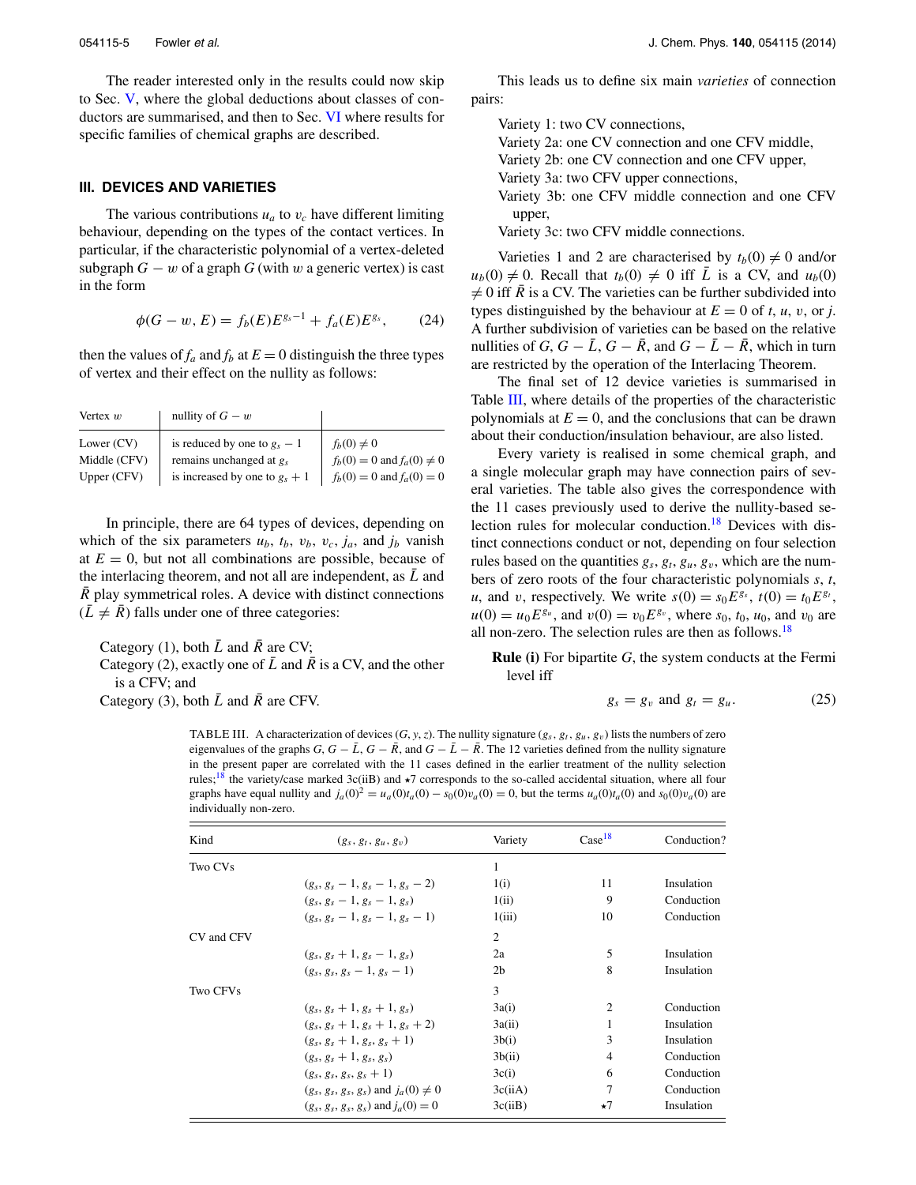The reader interested only in the results could now skip to Sec. V, where the global deductions about classes of conductors are summarised, and then to Sec. VI where results for specific families of chemical graphs are described.

### III. DEVICES AND VARIETIES

The various contributions $u_a$ to $v_c$ have different limiting behaviour, depending on the types of the contact vertices. In particular, if the characteristic polynomial of a vertex-deleted subgraph $G - w$ of a graph $G$ (with $w$ a generic vertex) is cast in the form

$$\phi(G - w, E) = f_b(E)E^{g_s - 1} + f_a(E)E^{g_s}, \qquad (24)$$

then the values of $f_a$ and $f_b$ at $E = 0$ distinguish the three types of vertex and their effect on the nullity as follows:

| Vertex $w$ | nullity of $G - w$ | |
|---|---|---|
| Lower (CV) | is reduced by one to $g_s - 1$ | $f_b(0) \neq 0$ |
| Middle (CFV) | remains unchanged at $g_s$ | $f_b(0) = 0$ and $f_a(0) \neq 0$ |
| Upper (CFV) | is increased by one to $g_s + 1$ | $f_b(0) = 0$ and $f_a(0) = 0$ |

In principle, there are 64 types of devices, depending on which of the six parameters $u_b$, $t_b$, $v_b$, $v_c$, $j_a$, and $j_b$ vanish at $E = 0$, but not all combinations are possible, because of the interlacing theorem, and not all are independent, as $\bar{L}$ and $\bar{R}$ play symmetrical roles. A device with distinct connections ($\bar{L} \neq \bar{R}$) falls under one of three categories:

Category (1), both $\bar{L}$ and $\bar{R}$ are CV;
Category (2), exactly one of $\bar{L}$ and $\bar{R}$ is a CV, and the other is a CFV; and
Category (3), both $\bar{L}$ and $\bar{R}$ are CFV.

This leads us to define six main *varieties* of connection pairs:

Variety 1: two CV connections,
Variety 2a: one CV connection and one CFV middle,
Variety 2b: one CV connection and one CFV upper,
Variety 3a: two CFV upper connections,
Variety 3b: one CFV middle connection and one CFV upper,
Variety 3c: two CFV middle connections.

Varieties 1 and 2 are characterised by $t_b(0) \neq 0$ and/or $u_b(0) \neq 0$. Recall that $t_b(0) \neq 0$ iff $\bar{L}$ is a CV, and $u_b(0) \neq 0$ iff $\bar{R}$ is a CV. The varieties can be further subdivided into types distinguished by the behaviour at $E = 0$ of $t$, $u$, $v$, or $j$. A further subdivision of varieties can be based on the relative nullities of $G$, $G - \bar{L}$, $G - \bar{R}$, and $G - \bar{L} - \bar{R}$, which in turn are restricted by the operation of the Interlacing Theorem.

The final set of 12 device varieties is summarised in Table III, where details of the properties of the characteristic polynomials at $E = 0$, and the conclusions that can be drawn about their conduction/insulation behaviour, are also listed.

Every variety is realised in some chemical graph, and a single molecular graph may have connection pairs of several varieties. The table also gives the correspondence with the 11 cases previously used to derive the nullity-based selection rules for molecular conduction.[18] Devices with distinct connections conduct or not, depending on four selection rules based on the quantities $g_s$, $g_t$, $g_u$, $g_v$, which are the numbers of zero roots of the four characteristic polynomials $s$, $t$, $u$, and $v$, respectively. We write $s(0) = s_0 E^{g_s}$, $t(0) = t_0 E^{g_t}$, $u(0) = u_0 E^{g_u}$, and $v(0) = v_0 E^{g_v}$, where $s_0$, $t_0$, $u_0$, and $v_0$ are all non-zero. The selection rules are then as follows.[18]

**Rule (i)** For bipartite $G$, the system conducts at the Fermi level iff

$$g_s = g_v \text{ and } g_t = g_u. \qquad (25)$$

TABLE III. A characterization of devices $(G, y, z)$. The nullity signature $(g_s, g_t, g_u, g_v)$ lists the numbers of zero eigenvalues of the graphs $G$, $G - \bar{L}$, $G - \bar{R}$, and $G - \bar{L} - \bar{R}$. The 12 varieties defined from the nullity signature in the present paper are correlated with the 11 cases defined in the earlier treatment of the nullity selection rules;[18] the variety/case marked 3c(iiB) and ⋆7 corresponds to the so-called accidental situation, where all four graphs have equal nullity and $j_a(0)^2 = u_a(0)t_a(0) - s_0(0)v_a(0) = 0$, but the terms $u_a(0)t_a(0)$ and $s_0(0)v_a(0)$ are individually non-zero.

| Kind | $(g_s, g_t, g_u, g_v)$ | Variety | Case[18] | Conduction? |
|---|---|---|---|---|
| Two CVs | | 1 | | |
| | $(g_s, g_s - 1, g_s - 1, g_s - 2)$ | 1(i) | 11 | Insulation |
| | $(g_s, g_s - 1, g_s - 1, g_s)$ | 1(ii) | 9 | Conduction |
| | $(g_s, g_s - 1, g_s - 1, g_s - 1)$ | 1(iii) | 10 | Conduction |
| CV and CFV | | 2 | | |
| | $(g_s, g_s + 1, g_s - 1, g_s)$ | 2a | 5 | Insulation |
| | $(g_s, g_s, g_s - 1, g_s - 1)$ | 2b | 8 | Insulation |
| Two CFVs | | 3 | | |
| | $(g_s, g_s + 1, g_s + 1, g_s)$ | 3a(i) | 2 | Conduction |
| | $(g_s, g_s + 1, g_s + 1, g_s + 2)$ | 3a(ii) | 1 | Insulation |
| | $(g_s, g_s + 1, g_s, g_s + 1)$ | 3b(i) | 3 | Insulation |
| | $(g_s, g_s + 1, g_s, g_s)$ | 3b(ii) | 4 | Conduction |
| | $(g_s, g_s, g_s, g_s + 1)$ | 3c(i) | 6 | Conduction |
| | $(g_s, g_s, g_s, g_s)$ and $j_a(0) \neq 0$ | 3c(iiA) | 7 | Conduction |
| | $(g_s, g_s, g_s, g_s)$ and $j_a(0) = 0$ | 3c(iiB) | ⋆7 | Insulation |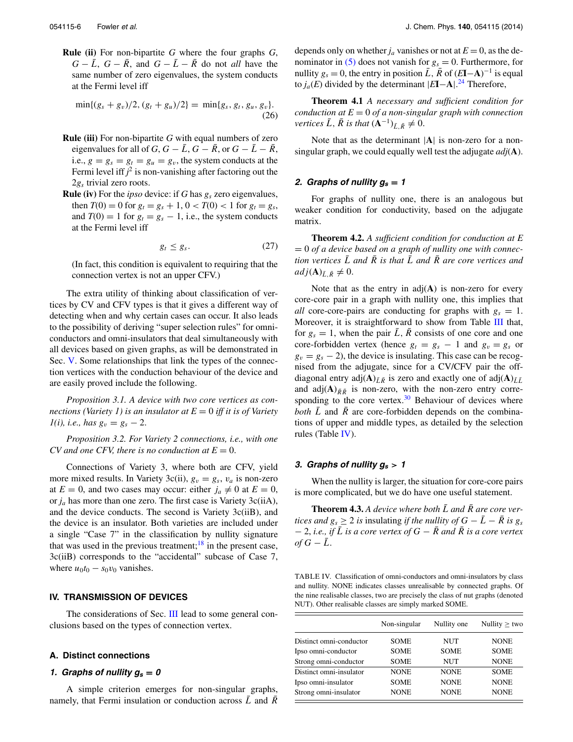**Rule (ii)** For non-bipartite $G$ where the four graphs $G$, $G - \bar{L}$, $G - \bar{R}$, and $G - \bar{L} - \bar{R}$ do not *all* have the same number of zero eigenvalues, the system conducts at the Fermi level iff

$$\min\{(g_s + g_v)/2, (g_t + g_u)/2\} = \min\{g_s, g_t, g_u, g_v\}. \tag{26}$$

**Rule (iii)** For non-bipartite $G$ with equal numbers of zero eigenvalues for all of $G$, $G - \bar{L}$, $G - \bar{R}$, or $G - \bar{L} - \bar{R}$, i.e., $g = g_s = g_t = g_u = g_v$, the system conducts at the Fermi level iff $j^2$ is non-vanishing after factoring out the $2g_s$ trivial zero roots.

**Rule (iv)** For the *ipso* device: if $G$ has $g_s$ zero eigenvalues, then $T(0) = 0$ for $g_t = g_s + 1$, $0 < T(0) < 1$ for $g_t = g_s$, and $T(0) = 1$ for $g_t = g_s - 1$, i.e., the system conducts at the Fermi level iff

$$g_t \leq g_s. \tag{27}$$

(In fact, this condition is equivalent to requiring that the connection vertex is not an upper CFV.)

The extra utility of thinking about classification of vertices by CV and CFV types is that it gives a different way of detecting when and why certain cases can occur. It also leads to the possibility of deriving "super selection rules" for omni-conductors and omni-insulators that deal simultaneously with all devices based on given graphs, as will be demonstrated in Sec. V. Some relationships that link the types of the connection vertices with the conduction behaviour of the device and are easily proved include the following.

*Proposition 3.1. A device with two core vertices as connections (Variety 1) is an insulator at $E = 0$ iff it is of Variety 1(i), i.e., has $g_v = g_s - 2$.*

*Proposition 3.2. For Variety 2 connections, i.e., with one CV and one CFV, there is no conduction at $E = 0$.*

Connections of Variety 3, where both are CFV, yield more mixed results. In Variety 3c(ii), $g_v = g_s$, $v_a$ is non-zero at $E = 0$, and two cases may occur: either $j_a \neq 0$ at $E = 0$, or $j_a$ has more than one zero. The first case is Variety 3c(iiA), and the device conducts. The second is Variety 3c(iiB), and the device is an insulator. Both varieties are included under a single "Case 7" in the classification by nullity signature that was used in the previous treatment;[18] in the present case, 3c(iiB) corresponds to the "accidental" subcase of Case 7, where $u_0t_0 - s_0v_0$ vanishes.

## IV. TRANSMISSION OF DEVICES

The considerations of Sec. III lead to some general conclusions based on the types of connection vertex.

### A. Distinct connections

#### 1. Graphs of nullity $g_s = 0$

A simple criterion emerges for non-singular graphs, namely, that Fermi insulation or conduction across $\bar{L}$ and $\bar{R}$ depends only on whether $j_a$ vanishes or not at $E = 0$, as the denominator in (5) does not vanish for $g_s = 0$. Furthermore, for nullity $g_s = 0$, the entry in position $\bar{L}$, $\bar{R}$ of $(E\mathbf{I}-\mathbf{A})^{-1}$ is equal to $j_a(E)$ divided by the determinant $|E\mathbf{I}-\mathbf{A}|$.[24] Therefore,

**Theorem 4.1** *A necessary and sufficient condition for conduction at $E = 0$ of a non-singular graph with connection vertices $\bar{L}$, $\bar{R}$ is that $(\mathbf{A}^{-1})_{\bar{L},\bar{R}} \neq 0$.*

Note that as the determinant $|\mathbf{A}|$ is non-zero for a non-singular graph, we could equally well test the adjugate $adj(\mathbf{A})$.

#### 2. Graphs of nullity $g_s = 1$

For graphs of nullity one, there is an analogous but weaker condition for conductivity, based on the adjugate matrix.

**Theorem 4.2.** *A sufficient condition for conduction at $E = 0$ of a device based on a graph of nullity one with connection vertices $\bar{L}$ and $\bar{R}$ is that $\bar{L}$ and $\bar{R}$ are core vertices and $adj(\mathbf{A})_{\bar{L},\bar{R}} \neq 0$.*

Note that as the entry in adj($\mathbf{A}$) is non-zero for every core-core pair in a graph with nullity one, this implies that *all* core-core-pairs are conducting for graphs with $g_s = 1$. Moreover, it is straightforward to show from Table III that, for $g_s = 1$, when the pair $\bar{L}$, $\bar{R}$ consists of one core and one core-forbidden vertex (hence $g_t = g_s - 1$ and $g_v = g_s$ or $g_v = g_s - 2$), the device is insulating. This case can be recognised from the adjugate, since for a CV/CFV pair the off-diagonal entry adj$(\mathbf{A})_{\bar{L}\bar{R}}$ is zero and exactly one of adj$(\mathbf{A})_{\bar{L}\bar{L}}$ and adj$(\mathbf{A})_{\bar{R}\bar{R}}$ is non-zero, with the non-zero entry corresponding to the core vertex.[30] Behaviour of devices where *both* $\bar{L}$ and $\bar{R}$ are core-forbidden depends on the combinations of upper and middle types, as detailed by the selection rules (Table IV).

#### 3. Graphs of nullity $g_s > 1$

When the nullity is larger, the situation for core-core pairs is more complicated, but we do have one useful statement.

**Theorem 4.3.** *A device where both $\bar{L}$ and $\bar{R}$ are core vertices and $g_s \geq 2$ is* insulating *if the nullity of $G - \bar{L} - \bar{R}$ is $g_s - 2$, i.e., if $\bar{L}$ is a core vertex of $G - \bar{R}$ and $\bar{R}$ is a core vertex of $G - \bar{L}$.*

TABLE IV. Classification of omni-conductors and omni-insulators by class and nullity. NONE indicates classes unrealisable by connected graphs. Of the nine realisable classes, two are precisely the class of nut graphs (denoted NUT). Other realisable classes are simply marked SOME.

| | Non-singular | Nullity one | Nullity ≥ two |
|---|---|---|---|
| Distinct omni-conductor | SOME | NUT | NONE |
| Ipso omni-conductor | SOME | SOME | SOME |
| Strong omni-conductor | SOME | NUT | NONE |
| Distinct omni-insulator | NONE | NONE | SOME |
| Ipso omni-insulator | SOME | NONE | NONE |
| Strong omni-insulator | NONE | NONE | NONE |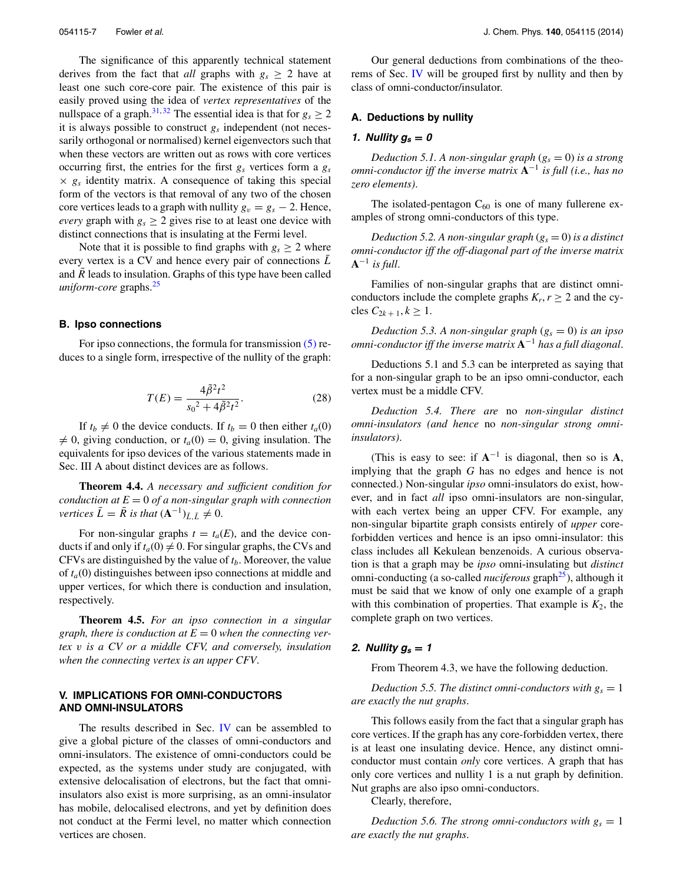The significance of this apparently technical statement derives from the fact that *all* graphs with $g_s \geq 2$ have at least one such core-core pair. The existence of this pair is easily proved using the idea of *vertex representatives* of the nullspace of a graph.[31,32] The essential idea is that for $g_s \geq 2$ it is always possible to construct $g_s$ independent (not necessarily orthogonal or normalised) kernel eigenvectors such that when these vectors are written out as rows with core vertices occurring first, the entries for the first $g_s$ vertices form a $g_s \times g_s$ identity matrix. A consequence of taking this special form of the vectors is that removal of any two of the chosen core vertices leads to a graph with nullity $g_v = g_s - 2$. Hence, *every* graph with $g_s \geq 2$ gives rise to at least one device with distinct connections that is insulating at the Fermi level.

Note that it is possible to find graphs with $g_s \geq 2$ where every vertex is a CV and hence every pair of connections $\bar{L}$ and $\bar{R}$ leads to insulation. Graphs of this type have been called *uniform-core* graphs.[25]

### B. Ipso connections

For ipso connections, the formula for transmission (5) reduces to a single form, irrespective of the nullity of the graph:

$$T(E) = \frac{4\tilde{\beta}^2 t^2}{{s_0}^2 + 4\tilde{\beta}^2 t^2}. \tag{28}$$

If $t_b \neq 0$ the device conducts. If $t_b = 0$ then either $t_a(0) \neq 0$, giving conduction, or $t_a(0) = 0$, giving insulation. The equivalents for ipso devices of the various statements made in Sec. III A about distinct devices are as follows.

**Theorem 4.4.** *A necessary and sufficient condition for conduction at $E = 0$ of a non-singular graph with connection vertices $\bar{L} = \bar{R}$ is that $(\mathbf{A}^{-1})_{\bar{L},\bar{L}} \neq 0$.*

For non-singular graphs $t = t_a(E)$, and the device conducts if and only if $t_a(0) \neq 0$. For singular graphs, the CVs and CFVs are distinguished by the value of $t_b$. Moreover, the value of $t_a(0)$ distinguishes between ipso connections at middle and upper vertices, for which there is conduction and insulation, respectively.

**Theorem 4.5.** *For an ipso connection in a singular graph, there is conduction at $E = 0$ when the connecting vertex $v$ is a CV or a middle CFV, and conversely, insulation when the connecting vertex is an upper CFV.*

## V. IMPLICATIONS FOR OMNI-CONDUCTORS AND OMNI-INSULATORS

The results described in Sec. IV can be assembled to give a global picture of the classes of omni-conductors and omni-insulators. The existence of omni-conductors could be expected, as the systems under study are conjugated, with extensive delocalisation of electrons, but the fact that omni-insulators also exist is more surprising, as an omni-insulator has mobile, delocalised electrons, and yet by definition does not conduct at the Fermi level, no matter which connection vertices are chosen.

Our general deductions from combinations of the theorems of Sec. IV will be grouped first by nullity and then by class of omni-conductor/insulator.

### A. Deductions by nullity

#### 1. Nullity $g_s = 0$

*Deduction 5.1. A non-singular graph ($g_s = 0$) is a strong omni-conductor iff the inverse matrix $\mathbf{A}^{-1}$ is full (i.e., has no zero elements).*

The isolated-pentagon $C_{60}$ is one of many fullerene examples of strong omni-conductors of this type.

*Deduction 5.2. A non-singular graph ($g_s = 0$) is a distinct omni-conductor iff the off-diagonal part of the inverse matrix $\mathbf{A}^{-1}$ is full.*

Families of non-singular graphs that are distinct omni-conductors include the complete graphs $K_r, r \geq 2$ and the cycles $C_{2k+1}, k \geq 1$.

*Deduction 5.3. A non-singular graph ($g_s = 0$) is an ipso omni-conductor iff the inverse matrix $\mathbf{A}^{-1}$ has a full diagonal.*

Deductions 5.1 and 5.3 can be interpreted as saying that for a non-singular graph to be an ipso omni-conductor, each vertex must be a middle CFV.

*Deduction 5.4. There are* no *non-singular distinct omni-insulators (and hence* no *non-singular strong omni-insulators).*

(This is easy to see: if $\mathbf{A}^{-1}$ is diagonal, then so is $\mathbf{A}$, implying that the graph $G$ has no edges and hence is not connected.) Non-singular *ipso* omni-insulators do exist, however, and in fact *all* ipso omni-insulators are non-singular, with each vertex being an upper CFV. For example, any non-singular bipartite graph consists entirely of *upper* core-forbidden vertices and hence is an ipso omni-insulator: this class includes all Kekulean benzenoids. A curious observation is that a graph may be *ipso* omni-insulating but *distinct* omni-conducting (a so-called *nuciferous* graph[25]), although it must be said that we know of only one example of a graph with this combination of properties. That example is $K_2$, the complete graph on two vertices.

#### 2. Nullity $g_s = 1$

From Theorem 4.3, we have the following deduction.

*Deduction 5.5. The distinct omni-conductors with $g_s = 1$ are exactly the nut graphs.*

This follows easily from the fact that a singular graph has core vertices. If the graph has any core-forbidden vertex, there is at least one insulating device. Hence, any distinct omni-conductor must contain *only* core vertices. A graph that has only core vertices and nullity 1 is a nut graph by definition. Nut graphs are also ipso omni-conductors.

Clearly, therefore,

*Deduction 5.6. The strong omni-conductors with $g_s = 1$ are exactly the nut graphs.*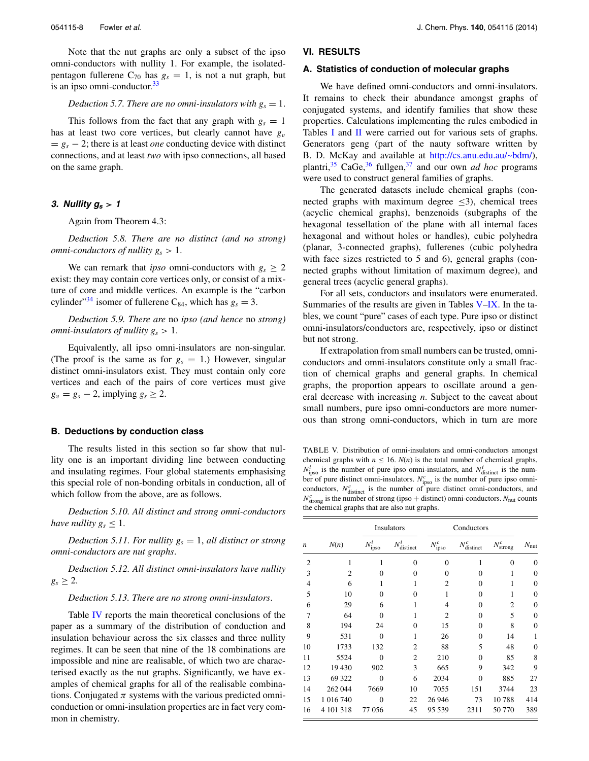Note that the nut graphs are only a subset of the ipso omni-conductors with nullity 1. For example, the isolated-pentagon fullerene $C_{70}$ has $g_s = 1$, is not a nut graph, but is an ipso omni-conductor.[33]

*Deduction 5.7. There are no omni-insulators with $g_s = 1$.*

This follows from the fact that any graph with $g_s = 1$ has at least two core vertices, but clearly cannot have $g_v = g_s - 2$; there is at least *one* conducting device with distinct connections, and at least *two* with ipso connections, all based on the same graph.

### *3. Nullity $g_s > 1$*

Again from Theorem 4.3:

*Deduction 5.8. There are no distinct (and no strong) omni-conductors of nullity $g_s > 1$.*

We can remark that *ipso* omni-conductors with $g_s \geq 2$ exist: they may contain core vertices only, or consist of a mixture of core and middle vertices. An example is the "carbon cylinder"[34] isomer of fullerene $C_{84}$, which has $g_s = 3$.

*Deduction 5.9. There are* no *ipso (and hence* no *strong) omni-insulators of nullity $g_s > 1$.*

Equivalently, all ipso omni-insulators are non-singular. (The proof is the same as for $g_s = 1$.) However, singular distinct omni-insulators exist. They must contain only core vertices and each of the pairs of core vertices must give $g_v = g_s - 2$, implying $g_s \geq 2$.

## B. Deductions by conduction class

The results listed in this section so far show that nullity one is an important dividing line between conducting and insulating regimes. Four global statements emphasising this special role of non-bonding orbitals in conduction, all of which follow from the above, are as follows.

*Deduction 5.10. All distinct and strong omni-conductors have nullity $g_s \leq 1$.*

*Deduction 5.11. For nullity $g_s = 1$, all distinct or strong omni-conductors are nut graphs.*

*Deduction 5.12. All distinct omni-insulators have nullity $g_s \geq 2$.*

*Deduction 5.13. There are no strong omni-insulators.*

Table IV reports the main theoretical conclusions of the paper as a summary of the distribution of conduction and insulation behaviour across the six classes and three nullity regimes. It can be seen that nine of the 18 combinations are impossible and nine are realisable, of which two are characterised exactly as the nut graphs. Significantly, we have examples of chemical graphs for all of the realisable combinations. Conjugated $\pi$ systems with the various predicted omni-conduction or omni-insulation properties are in fact very common in chemistry.

# VI. RESULTS

## A. Statistics of conduction of molecular graphs

We have defined omni-conductors and omni-insulators. It remains to check their abundance amongst graphs of conjugated systems, and identify families that show these properties. Calculations implementing the rules embodied in Tables I and II were carried out for various sets of graphs. Generators geng (part of the nauty software written by B. D. McKay and available at http://cs.anu.edu.au/~bdm/), plantri,[35] CaGe,[36] fullgen,[37] and our own *ad hoc* programs were used to construct general families of graphs.

The generated datasets include chemical graphs (connected graphs with maximum degree $\leq 3$), chemical trees (acyclic chemical graphs), benzenoids (subgraphs of the hexagonal tessellation of the plane with all internal faces hexagonal and without holes or handles), cubic polyhedra (planar, 3-connected graphs), fullerenes (cubic polyhedra with face sizes restricted to 5 and 6), general graphs (connected graphs without limitation of maximum degree), and general trees (acyclic general graphs).

For all sets, conductors and insulators were enumerated. Summaries of the results are given in Tables V–IX. In the tables, we count "pure" cases of each type. Pure ipso or distinct omni-insulators/conductors are, respectively, ipso or distinct but not strong.

If extrapolation from small numbers can be trusted, omni-conductors and omni-insulators constitute only a small fraction of chemical graphs and general graphs. In chemical graphs, the proportion appears to oscillate around a general decrease with increasing $n$. Subject to the caveat about small numbers, pure ipso omni-conductors are more numerous than strong omni-conductors, which in turn are more

TABLE V. Distribution of omni-insulators and omni-conductors amongst chemical graphs with $n \leq 16$. $N(n)$ is the total number of chemical graphs, $N^i_{\text{ipso}}$ is the number of pure ipso omni-insulators, and $N^i_{\text{distinct}}$ is the number of pure distinct omni-insulators. $N^c_{\text{ipso}}$ is the number of pure ipso omni-conductors, $N^c_{\text{distinct}}$ is the number of pure distinct omni-conductors, and $N^c_{\text{strong}}$ is the number of strong (ipso + distinct) omni-conductors. $N_{\text{nut}}$ counts the chemical graphs that are also nut graphs.

| | | Insulators | | Conductors | | | |
|---|---|---|---|---|---|---|---|
| $n$ | $N(n)$ | $N^i_{\text{ipso}}$ | $N^i_{\text{distinct}}$ | $N^c_{\text{ipso}}$ | $N^c_{\text{distinct}}$ | $N^c_{\text{strong}}$ | $N_{\text{nut}}$ |
| 2 | 1 | 1 | 0 | 0 | 1 | 0 | 0 |
| 3 | 2 | 0 | 0 | 0 | 0 | 1 | 0 |
| 4 | 6 | 1 | 1 | 2 | 0 | 1 | 0 |
| 5 | 10 | 0 | 0 | 1 | 0 | 1 | 0 |
| 6 | 29 | 6 | 1 | 4 | 0 | 2 | 0 |
| 7 | 64 | 0 | 1 | 2 | 0 | 5 | 0 |
| 8 | 194 | 24 | 0 | 15 | 0 | 8 | 0 |
| 9 | 531 | 0 | 1 | 26 | 0 | 14 | 1 |
| 10 | 1733 | 132 | 2 | 88 | 5 | 48 | 0 |
| 11 | 5524 | 0 | 2 | 210 | 0 | 85 | 8 |
| 12 | 19 430 | 902 | 3 | 665 | 9 | 342 | 9 |
| 13 | 69 322 | 0 | 6 | 2034 | 0 | 885 | 27 |
| 14 | 262 044 | 7669 | 10 | 7055 | 151 | 3744 | 23 |
| 15 | 1 016 740 | 0 | 22 | 26 946 | 73 | 10 788 | 414 |
| 16 | 4 101 318 | 77 056 | 45 | 95 539 | 2311 | 50 770 | 389 |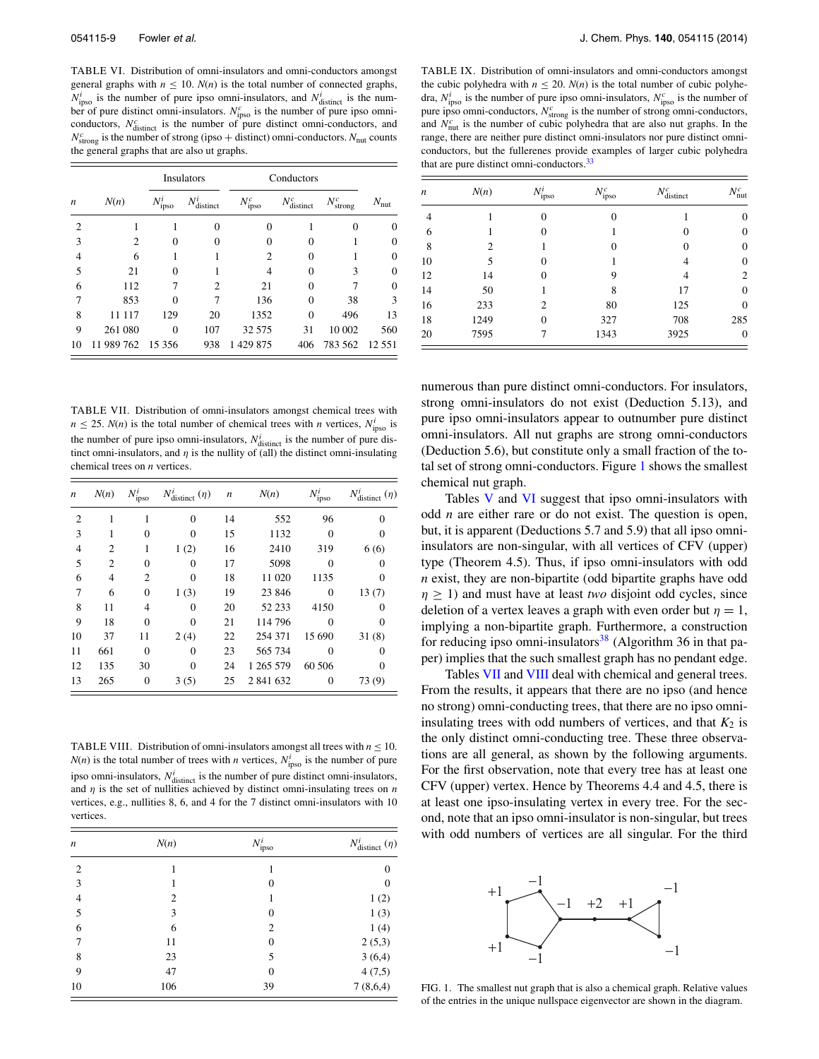TABLE VI. Distribution of omni-insulators and omni-conductors amongst general graphs with $n \le 10$. $N(n)$ is the total number of connected graphs, $N^i_{\mathrm{ipso}}$ is the number of pure ipso omni-insulators, and $N^i_{\mathrm{distinct}}$ is the number of pure distinct omni-insulators. $N^c_{\mathrm{ipso}}$ is the number of pure ipso omni-conductors, $N^c_{\mathrm{distinct}}$ is the number of pure distinct omni-conductors, and $N^c_{\mathrm{strong}}$ is the number of strong (ipso + distinct) omni-conductors. $N_{\mathrm{nut}}$ counts the general graphs that are also ut graphs.

| | | Insulators | | Conductors | | | |
|---|---|---|---|---|---|---|---|
| $n$ | $N(n)$ | $N^i_{\mathrm{ipso}}$ | $N^i_{\mathrm{distinct}}$ | $N^c_{\mathrm{ipso}}$ | $N^c_{\mathrm{distinct}}$ | $N^c_{\mathrm{strong}}$ | $N_{\mathrm{nut}}$ |
| 2 | 1 | 1 | 0 | 0 | 1 | 0 | 0 |
| 3 | 2 | 0 | 0 | 0 | 0 | 1 | 0 |
| 4 | 6 | 1 | 1 | 2 | 0 | 1 | 0 |
| 5 | 21 | 0 | 1 | 4 | 0 | 3 | 0 |
| 6 | 112 | 7 | 2 | 21 | 0 | 7 | 0 |
| 7 | 853 | 0 | 7 | 136 | 0 | 38 | 3 |
| 8 | 11 117 | 129 | 20 | 1352 | 0 | 496 | 13 |
| 9 | 261 080 | 0 | 107 | 32 575 | 31 | 10 002 | 560 |
| 10 | 11 989 762 | 15 356 | 938 | 1 429 875 | 406 | 783 562 | 12 551 |

TABLE VII. Distribution of omni-insulators amongst chemical trees with $n \le 25$. $N(n)$ is the total number of chemical trees with $n$ vertices, $N^i_{\mathrm{ipso}}$ is the number of pure ipso omni-insulators, $N^i_{\mathrm{distinct}}$ is the number of pure distinct omni-insulators, and $\eta$ is the nullity of (all) the distinct omni-insulating chemical trees on $n$ vertices.

| $n$ | $N(n)$ | $N^i_{\mathrm{ipso}}$ | $N^i_{\mathrm{distinct}}$ ($\eta$) | $n$ | $N(n)$ | $N^i_{\mathrm{ipso}}$ | $N^i_{\mathrm{distinct}}$ ($\eta$) |
|---|---|---|---|---|---|---|---|
| 2 | 1 | 1 | 0 | 14 | 552 | 96 | 0 |
| 3 | 1 | 0 | 0 | 15 | 1132 | 0 | 0 |
| 4 | 2 | 1 | 1 (2) | 16 | 2410 | 319 | 6 (6) |
| 5 | 2 | 0 | 0 | 17 | 5098 | 0 | 0 |
| 6 | 4 | 2 | 0 | 18 | 11 020 | 1135 | 0 |
| 7 | 6 | 0 | 1 (3) | 19 | 23 846 | 0 | 13 (7) |
| 8 | 11 | 4 | 0 | 20 | 52 233 | 4150 | 0 |
| 9 | 18 | 0 | 0 | 21 | 114 796 | 0 | 0 |
| 10 | 37 | 11 | 2 (4) | 22 | 254 371 | 15 690 | 31 (8) |
| 11 | 661 | 0 | 0 | 23 | 565 734 | 0 | 0 |
| 12 | 135 | 30 | 0 | 24 | 1 265 579 | 60 506 | 0 |
| 13 | 265 | 0 | 3 (5) | 25 | 2 841 632 | 0 | 73 (9) |

TABLE VIII. Distribution of omni-insulators amongst all trees with $n \le 10$. $N(n)$ is the total number of trees with $n$ vertices, $N^i_{\mathrm{ipso}}$ is the number of pure ipso omni-insulators, $N^i_{\mathrm{distinct}}$ is the number of pure distinct omni-insulators, and $\eta$ is the set of nullities achieved by distinct omni-insulating trees on $n$ vertices, e.g., nullities 8, 6, and 4 for the 7 distinct omni-insulators with 10 vertices.

| $n$ | $N(n)$ | $N^i_{\mathrm{ipso}}$ | $N^i_{\mathrm{distinct}}$ ($\eta$) |
|---|---|---|---|
| 2 | 1 | 1 | 0 |
| 3 | 1 | 0 | 0 |
| 4 | 2 | 1 | 1 (2) |
| 5 | 3 | 0 | 1 (3) |
| 6 | 6 | 2 | 1 (4) |
| 7 | 11 | 0 | 2 (5,3) |
| 8 | 23 | 5 | 3 (6,4) |
| 9 | 47 | 0 | 4 (7,5) |
| 10 | 106 | 39 | 7 (8,6,4) |

TABLE IX. Distribution of omni-insulators and omni-conductors amongst the cubic polyhedra with $n \le 20$. $N(n)$ is the total number of cubic polyhedra, $N^i_{\mathrm{ipso}}$ is the number of pure ipso omni-insulators, $N^c_{\mathrm{ipso}}$ is the number of pure ipso omni-conductors, $N^c_{\mathrm{strong}}$ is the number of strong omni-conductors, and $N^c_{\mathrm{nut}}$ is the number of cubic polyhedra that are also nut graphs. In the range, there are neither pure distinct omni-insulators nor pure distinct omni-conductors, but the fullerenes provide examples of larger cubic polyhedra that are pure distinct omni-conductors.[33]

| $n$ | $N(n)$ | $N^i_{\mathrm{ipso}}$ | $N^c_{\mathrm{ipso}}$ | $N^c_{\mathrm{distinct}}$ | $N^c_{\mathrm{nut}}$ |
|---|---|---|---|---|---|
| 4 | 1 | 0 | 0 | 1 | 0 |
| 6 | 1 | 0 | 1 | 0 | 0 |
| 8 | 2 | 1 | 0 | 0 | 0 |
| 10 | 5 | 0 | 1 | 4 | 0 |
| 12 | 14 | 0 | 9 | 4 | 2 |
| 14 | 50 | 1 | 8 | 17 | 0 |
| 16 | 233 | 2 | 80 | 125 | 0 |
| 18 | 1249 | 0 | 327 | 708 | 285 |
| 20 | 7595 | 7 | 1343 | 3925 | 0 |

numerous than pure distinct omni-conductors. For insulators, strong omni-insulators do not exist (Deduction 5.13), and pure ipso omni-insulators appear to outnumber pure distinct omni-insulators. All nut graphs are strong omni-conductors (Deduction 5.6), but constitute only a small fraction of the total set of strong omni-conductors. Figure 1 shows the smallest chemical nut graph.

Tables V and VI suggest that ipso omni-insulators with odd $n$ are either rare or do not exist. The question is open, but, it is apparent (Deductions 5.7 and 5.9) that all ipso omni-insulators are non-singular, with all vertices of CFV (upper) type (Theorem 4.5). Thus, if ipso omni-insulators with odd $n$ exist, they are non-bipartite (odd bipartite graphs have odd $\eta \ge 1$) and must have at least *two* disjoint odd cycles, since deletion of a vertex leaves a graph with even order but $\eta = 1$, implying a non-bipartite graph. Furthermore, a construction for reducing ipso omni-insulators[38] (Algorithm 36 in that paper) implies that the such smallest graph has no pendant edge.

Tables VII and VIII deal with chemical and general trees. From the results, it appears that there are no ipso (and hence no strong) omni-conducting trees, that there are no ipso omni-insulating trees with odd numbers of vertices, and that $K_2$ is the only distinct omni-conducting tree. These three observations are all general, as shown by the following arguments. For the first observation, note that every tree has at least one CFV (upper) vertex. Hence by Theorems 4.4 and 4.5, there is at least one ipso-insulating vertex in every tree. For the second, note that an ipso omni-insulator is non-singular, but trees with odd numbers of vertices are all singular. For the third

FIG. 1. The smallest nut graph that is also a chemical graph. Relative values of the entries in the unique nullspace eigenvector are shown in the diagram.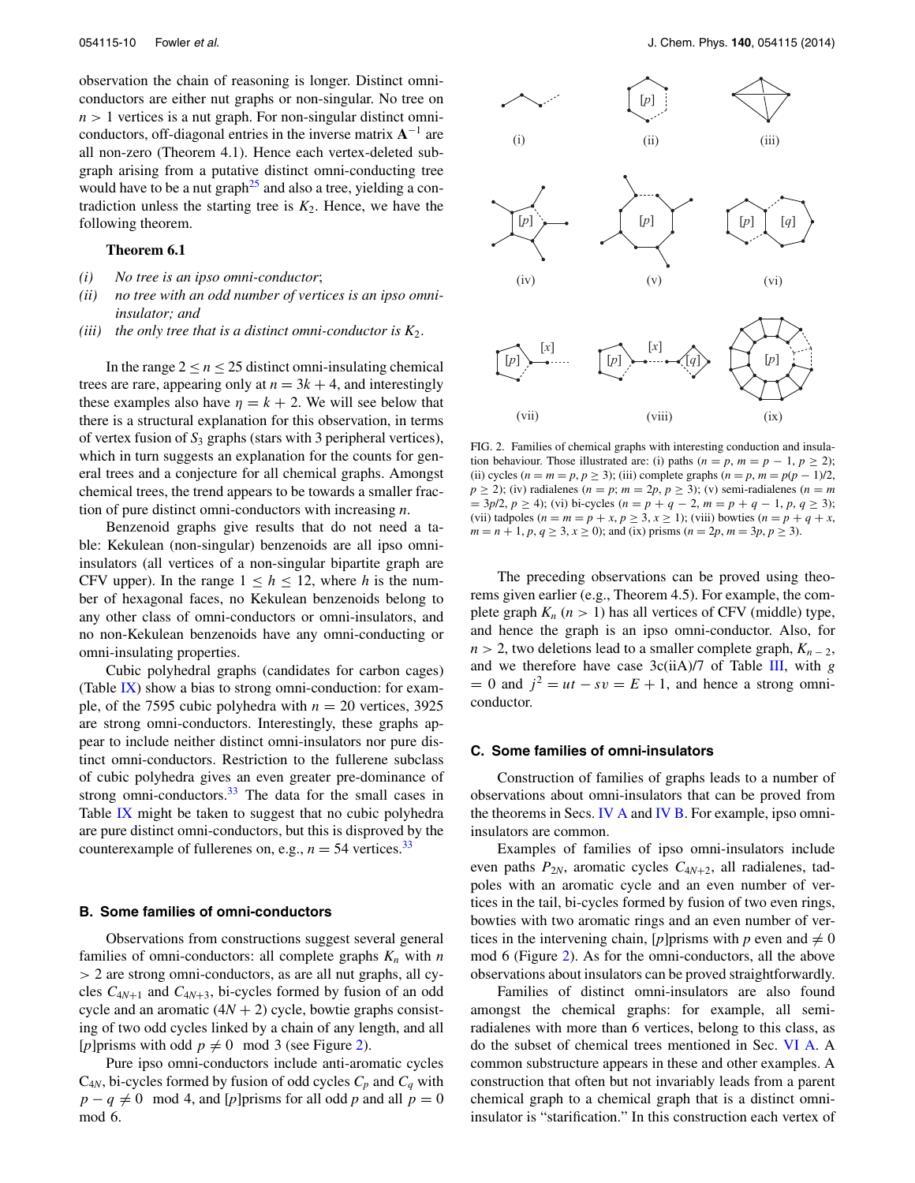observation the chain of reasoning is longer. Distinct omni-conductors are either nut graphs or non-singular. No tree on $n > 1$ vertices is a nut graph. For non-singular distinct omni-conductors, off-diagonal entries in the inverse matrix $\mathbf{A}^{-1}$ are all non-zero (Theorem 4.1). Hence each vertex-deleted subgraph arising from a putative distinct omni-conducting tree would have to be a nut graph[25] and also a tree, yielding a contradiction unless the starting tree is $K_2$. Hence, we have the following theorem.

**Theorem 6.1**

*(i) No tree is an ipso omni-conductor;*
*(ii) no tree with an odd number of vertices is an ipso omni-insulator; and*
*(iii) the only tree that is a distinct omni-conductor is $K_2$.*

In the range $2 \leq n \leq 25$ distinct omni-insulating chemical trees are rare, appearing only at $n = 3k + 4$, and interestingly these examples also have $\eta = k + 2$. We will see below that there is a structural explanation for this observation, in terms of vertex fusion of $S_3$ graphs (stars with 3 peripheral vertices), which in turn suggests an explanation for the counts for general trees and a conjecture for all chemical graphs. Amongst chemical trees, the trend appears to be towards a smaller fraction of pure distinct omni-conductors with increasing $n$.

Benzenoid graphs give results that do not need a table: Kekulean (non-singular) benzenoids are all ipso omni-insulators (all vertices of a non-singular bipartite graph are CFV upper). In the range $1 \leq h \leq 12$, where $h$ is the number of hexagonal faces, no Kekulean benzenoids belong to any other class of omni-conductors or omni-insulators, and no non-Kekulean benzenoids have any omni-conducting or omni-insulating properties.

Cubic polyhedral graphs (candidates for carbon cages) (Table IX) show a bias to strong omni-conduction: for example, of the 7595 cubic polyhedra with $n = 20$ vertices, 3925 are strong omni-conductors. Interestingly, these graphs appear to include neither distinct omni-insulators nor pure distinct omni-conductors. Restriction to the fullerene subclass of cubic polyhedra gives an even greater pre-dominance of strong omni-conductors.[33] The data for the small cases in Table IX might be taken to suggest that no cubic polyhedra are pure distinct omni-conductors, but this is disproved by the counterexample of fullerenes on, e.g., $n = 54$ vertices.[33]

### B. Some families of omni-conductors

Observations from constructions suggest several general families of omni-conductors: all complete graphs $K_n$ with $n > 2$ are strong omni-conductors, as are all nut graphs, all cycles $C_{4N+1}$ and $C_{4N+3}$, bi-cycles formed by fusion of an odd cycle and an aromatic $(4N + 2)$ cycle, bowtie graphs consisting of two odd cycles linked by a chain of any length, and all [$p$]prisms with odd $p \neq 0 \mod 3$ (see Figure 2).

Pure ipso omni-conductors include anti-aromatic cycles $C_{4N}$, bi-cycles formed by fusion of odd cycles $C_p$ and $C_q$ with $p - q \neq 0 \mod 4$, and [$p$]prisms for all odd $p$ and all $p = 0 \mod 6$.

FIG. 2. Families of chemical graphs with interesting conduction and insulation behaviour. Those illustrated are: (i) paths ($n = p$, $m = p - 1$, $p \geq 2$); (ii) cycles ($n = m = p$, $p \geq 3$); (iii) complete graphs ($n = p$, $m = p(p - 1)/2$, $p \geq 2$); (iv) radialenes ($n = p$; $m = 2p$, $p \geq 3$); (v) semi-radialenes ($n = m = 3p/2$, $p \geq 4$); (vi) bi-cycles ($n = p + q - 2$, $m = p + q - 1$, $p, q \geq 3$); (vii) tadpoles ($n = m = p + x$, $p \geq 3$, $x \geq 1$); (viii) bowties ($n = p + q + x$, $m = n + 1$, $p, q \geq 3$, $x \geq 0$); and (ix) prisms ($n = 2p$, $m = 3p$, $p \geq 3$).

The preceding observations can be proved using theorems given earlier (e.g., Theorem 4.5). For example, the complete graph $K_n$ ($n > 1$) has all vertices of CFV (middle) type, and hence the graph is an ipso omni-conductor. Also, for $n > 2$, two deletions lead to a smaller complete graph, $K_{n-2}$, and we therefore have case 3c(iiA)/7 of Table III, with $g = 0$ and $j^2 = ut - sv = E + 1$, and hence a strong omni-conductor.

### C. Some families of omni-insulators

Construction of families of graphs leads to a number of observations about omni-insulators that can be proved from the theorems in Secs. IV A and IV B. For example, ipso omni-insulators are common.

Examples of families of ipso omni-insulators include even paths $P_{2N}$, aromatic cycles $C_{4N+2}$, all radialenes, tadpoles with an aromatic cycle and an even number of vertices in the tail, bi-cycles formed by fusion of two even rings, bowties with two aromatic rings and an even number of vertices in the intervening chain, [$p$]prisms with $p$ even and $\neq 0 \mod 6$ (Figure 2). As for the omni-conductors, all the above observations about insulators can be proved straightforwardly.

Families of distinct omni-insulators are also found amongst the chemical graphs: for example, all semi-radialenes with more than 6 vertices, belong to this class, as do the subset of chemical trees mentioned in Sec. VI A. A common substructure appears in these and other examples. A construction that often but not invariably leads from a parent chemical graph to a chemical graph that is a distinct omni-insulator is "starification." In this construction each vertex of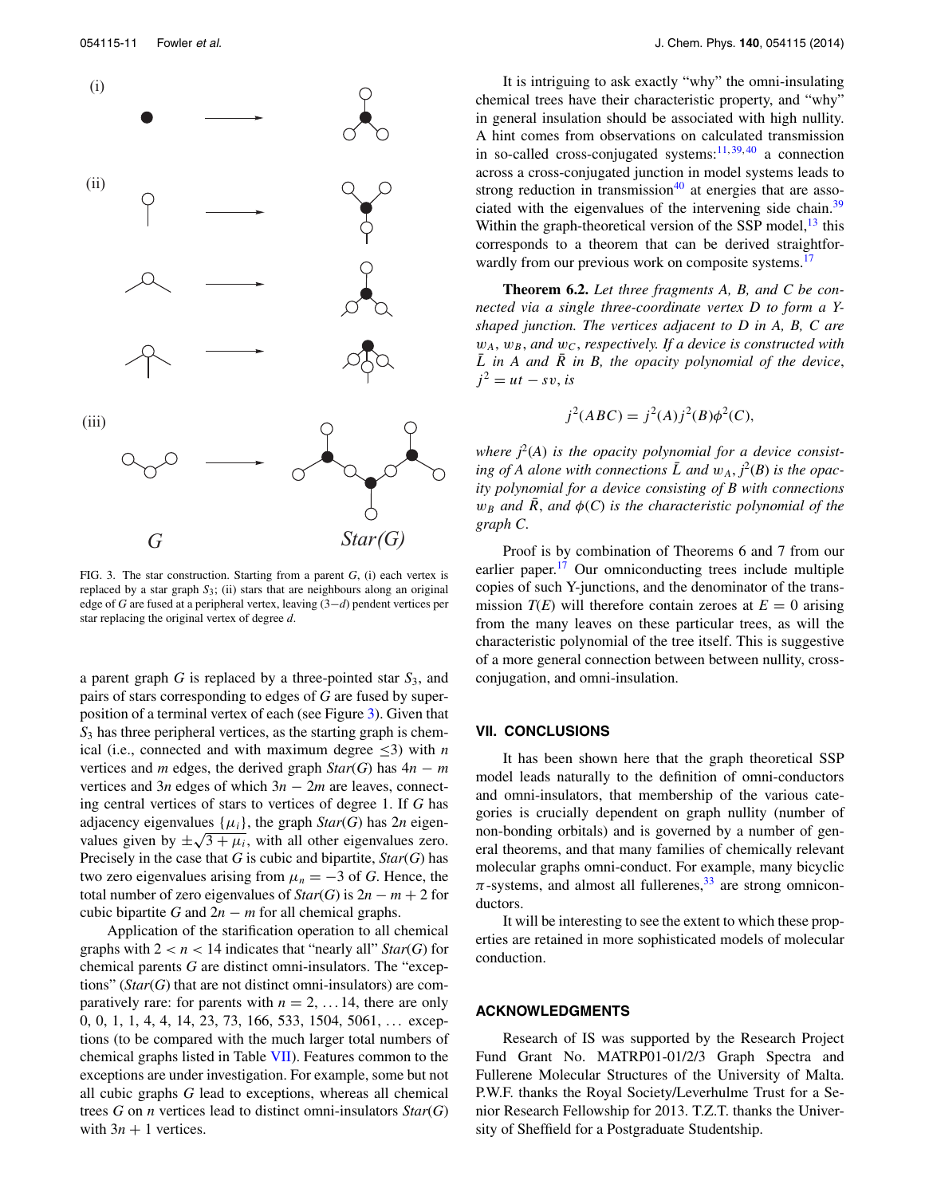FIG. 3. The star construction. Starting from a parent $G$, (i) each vertex is replaced by a star graph $S_3$; (ii) stars that are neighbours along an original edge of $G$ are fused at a peripheral vertex, leaving $(3-d)$ pendent vertices per star replacing the original vertex of degree $d$.

a parent graph $G$ is replaced by a three-pointed star $S_3$, and pairs of stars corresponding to edges of $G$ are fused by superposition of a terminal vertex of each (see Figure 3). Given that $S_3$ has three peripheral vertices, as the starting graph is chemical (i.e., connected and with maximum degree $\leq 3$) with $n$ vertices and $m$ edges, the derived graph $Star(G)$ has $4n - m$ vertices and $3n$ edges of which $3n - 2m$ are leaves, connecting central vertices of stars to vertices of degree 1. If $G$ has adjacency eigenvalues $\{\mu_i\}$, the graph $Star(G)$ has $2n$ eigenvalues given by $\pm\sqrt{3 + \mu_i}$, with all other eigenvalues zero. Precisely in the case that $G$ is cubic and bipartite, $Star(G)$ has two zero eigenvalues arising from $\mu_n = -3$ of $G$. Hence, the total number of zero eigenvalues of $Star(G)$ is $2n - m + 2$ for cubic bipartite $G$ and $2n - m$ for all chemical graphs.

Application of the starification operation to all chemical graphs with $2 < n < 14$ indicates that "nearly all" $Star(G)$ for chemical parents $G$ are distinct omni-insulators. The "exceptions" ($Star(G)$ that are not distinct omni-insulators) are comparatively rare: for parents with $n = 2, \ldots 14$, there are only 0, 0, 1, 1, 4, 4, 14, 23, 73, 166, 533, 1504, 5061, … exceptions (to be compared with the much larger total numbers of chemical graphs listed in Table VII). Features common to the exceptions are under investigation. For example, some but not all cubic graphs $G$ lead to exceptions, whereas all chemical trees $G$ on $n$ vertices lead to distinct omni-insulators $Star(G)$ with $3n + 1$ vertices.

It is intriguing to ask exactly "why" the omni-insulating chemical trees have their characteristic property, and "why" in general insulation should be associated with high nullity. A hint comes from observations on calculated transmission in so-called cross-conjugated systems:[11,39,40] a connection across a cross-conjugated junction in model systems leads to strong reduction in transmission[40] at energies that are associated with the eigenvalues of the intervening side chain.[39] Within the graph-theoretical version of the SSP model,[13] this corresponds to a theorem that can be derived straightforwardly from our previous work on composite systems.[17]

**Theorem 6.2.** *Let three fragments A, B, and C be connected via a single three-coordinate vertex D to form a Y-shaped junction. The vertices adjacent to D in A, B, C are $w_A$, $w_B$, and $w_C$, respectively. If a device is constructed with $\bar{L}$ in A and $\bar{R}$ in B, the opacity polynomial of the device, $j^2 = ut - sv$, is*

$$j^2(ABC) = j^2(A)j^2(B)\phi^2(C),$$

*where $j^2(A)$ is the opacity polynomial for a device consisting of A alone with connections $\bar{L}$ and $w_A$, $j^2(B)$ is the opacity polynomial for a device consisting of B with connections $w_B$ and $\bar{R}$, and $\phi(C)$ is the characteristic polynomial of the graph C.*

Proof is by combination of Theorems 6 and 7 from our earlier paper.[17] Our omniconducting trees include multiple copies of such Y-junctions, and the denominator of the transmission $T(E)$ will therefore contain zeroes at $E = 0$ arising from the many leaves on these particular trees, as will the characteristic polynomial of the tree itself. This is suggestive of a more general connection between between nullity, cross-conjugation, and omni-insulation.

## VII. CONCLUSIONS

It has been shown here that the graph theoretical SSP model leads naturally to the definition of omni-conductors and omni-insulators, that membership of the various categories is crucially dependent on graph nullity (number of non-bonding orbitals) and is governed by a number of general theorems, and that many families of chemically relevant molecular graphs omni-conduct. For example, many bicyclic $\pi$-systems, and almost all fullerenes,[33] are strong omniconductors.

It will be interesting to see the extent to which these properties are retained in more sophisticated models of molecular conduction.

## ACKNOWLEDGMENTS

Research of IS was supported by the Research Project Fund Grant No. MATRP01-01/2/3 Graph Spectra and Fullerene Molecular Structures of the University of Malta. P.W.F. thanks the Royal Society/Leverhulme Trust for a Senior Research Fellowship for 2013. T.Z.T. thanks the University of Sheffield for a Postgraduate Studentship.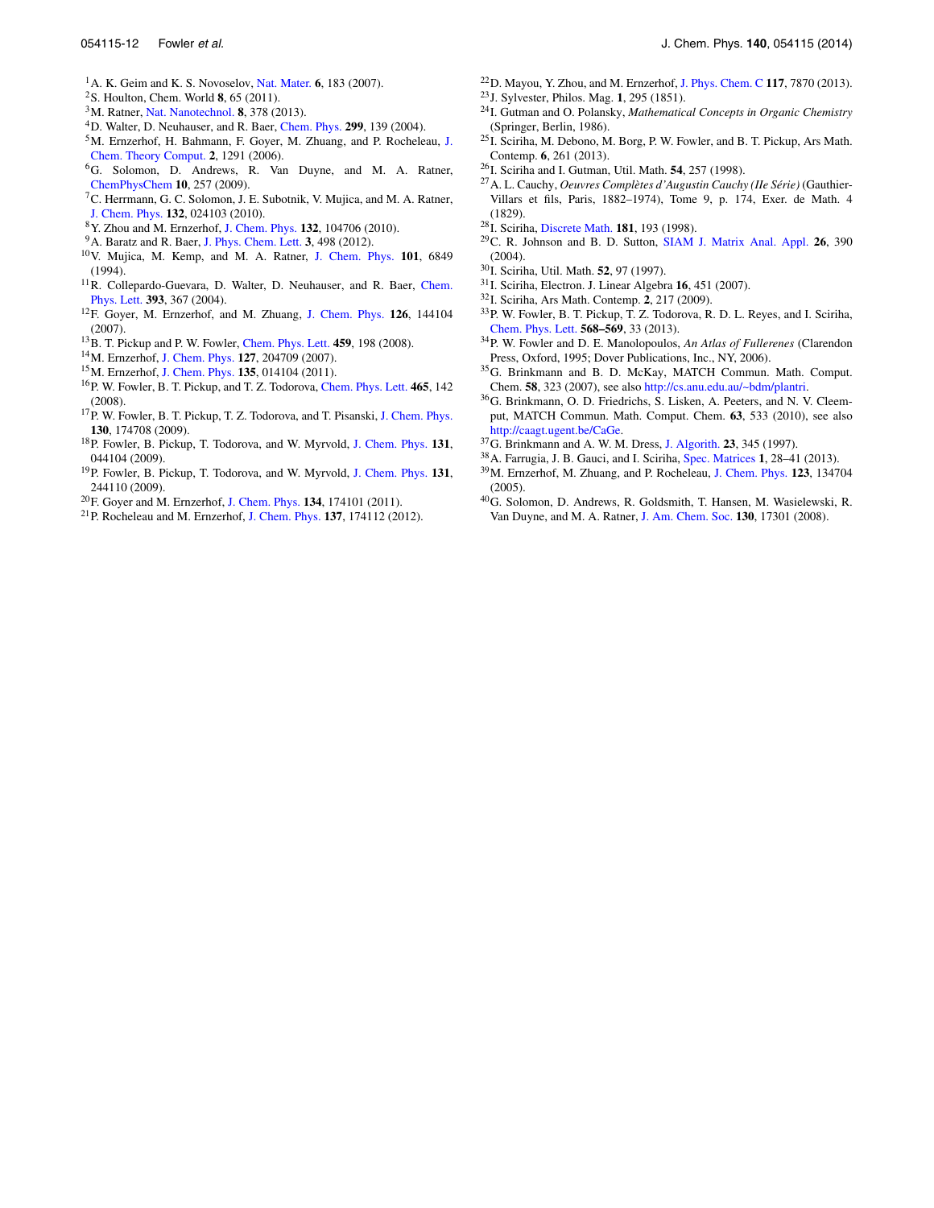[1] A. K. Geim and K. S. Novoselov, Nat. Mater. **6**, 183 (2007).

[2] S. Houlton, Chem. World **8**, 65 (2011).

[3] M. Ratner, Nat. Nanotechnol. **8**, 378 (2013).

[4] D. Walter, D. Neuhauser, and R. Baer, Chem. Phys. **299**, 139 (2004).

[5] M. Ernzerhof, H. Bahmann, F. Goyer, M. Zhuang, and P. Rocheleau, J. Chem. Theory Comput. **2**, 1291 (2006).

[6] G. Solomon, D. Andrews, R. Van Duyne, and M. A. Ratner, ChemPhysChem **10**, 257 (2009).

[7] C. Herrmann, G. C. Solomon, J. E. Subotnik, V. Mujica, and M. A. Ratner, J. Chem. Phys. **132**, 024103 (2010).

[8] Y. Zhou and M. Ernzerhof, J. Chem. Phys. **132**, 104706 (2010).

[9] A. Baratz and R. Baer, J. Phys. Chem. Lett. **3**, 498 (2012).

[10] V. Mujica, M. Kemp, and M. A. Ratner, J. Chem. Phys. **101**, 6849 (1994).

[11] R. Collepardo-Guevara, D. Walter, D. Neuhauser, and R. Baer, Chem. Phys. Lett. **393**, 367 (2004).

[12] F. Goyer, M. Ernzerhof, and M. Zhuang, J. Chem. Phys. **126**, 144104 (2007).

[13] B. T. Pickup and P. W. Fowler, Chem. Phys. Lett. **459**, 198 (2008).

[14] M. Ernzerhof, J. Chem. Phys. **127**, 204709 (2007).

[15] M. Ernzerhof, J. Chem. Phys. **135**, 014104 (2011).

[16] P. W. Fowler, B. T. Pickup, and T. Z. Todorova, Chem. Phys. Lett. **465**, 142 (2008).

[17] P. W. Fowler, B. T. Pickup, T. Z. Todorova, and T. Pisanski, J. Chem. Phys. **130**, 174708 (2009).

[18] P. Fowler, B. Pickup, T. Todorova, and W. Myrvold, J. Chem. Phys. **131**, 044104 (2009).

[19] P. Fowler, B. Pickup, T. Todorova, and W. Myrvold, J. Chem. Phys. **131**, 244110 (2009).

[20] F. Goyer and M. Ernzerhof, J. Chem. Phys. **134**, 174101 (2011).

[21] P. Rocheleau and M. Ernzerhof, J. Chem. Phys. **137**, 174112 (2012).

[22] D. Mayou, Y. Zhou, and M. Ernzerhof, J. Phys. Chem. C **117**, 7870 (2013).

[23] J. Sylvester, Philos. Mag. **1**, 295 (1851).

[24] I. Gutman and O. Polansky, *Mathematical Concepts in Organic Chemistry* (Springer, Berlin, 1986).

[25] I. Sciriha, M. Debono, M. Borg, P. W. Fowler, and B. T. Pickup, Ars Math. Contemp. **6**, 261 (2013).

[26] I. Sciriha and I. Gutman, Util. Math. **54**, 257 (1998).

[27] A. L. Cauchy, *Oeuvres Complètes d'Augustin Cauchy (IIe Série)* (Gauthier-Villars et fils, Paris, 1882–1974), Tome 9, p. 174, Exer. de Math. 4 (1829).

[28] I. Sciriha, Discrete Math. **181**, 193 (1998).

[29] C. R. Johnson and B. D. Sutton, SIAM J. Matrix Anal. Appl. **26**, 390 (2004).

[30] I. Sciriha, Util. Math. **52**, 97 (1997).

[31] I. Sciriha, Electron. J. Linear Algebra **16**, 451 (2007).

[32] I. Sciriha, Ars Math. Contemp. **2**, 217 (2009).

[33] P. W. Fowler, B. T. Pickup, T. Z. Todorova, R. D. L. Reyes, and I. Sciriha, Chem. Phys. Lett. **568–569**, 33 (2013).

[34] P. W. Fowler and D. E. Manolopoulos, *An Atlas of Fullerenes* (Clarendon Press, Oxford, 1995; Dover Publications, Inc., NY, 2006).

[35] G. Brinkmann and B. D. McKay, MATCH Commun. Math. Comput. Chem. **58**, 323 (2007), see also http://cs.anu.edu.au/~bdm/plantri.

[36] G. Brinkmann, O. D. Friedrichs, S. Lisken, A. Peeters, and N. V. Cleemput, MATCH Commun. Math. Comput. Chem. **63**, 533 (2010), see also http://caagt.ugent.be/CaGe.

[37] G. Brinkmann and A. W. M. Dress, J. Algorith. **23**, 345 (1997).

[38] A. Farrugia, J. B. Gauci, and I. Sciriha, Spec. Matrices **1**, 28–41 (2013).

[39] M. Ernzerhof, M. Zhuang, and P. Rocheleau, J. Chem. Phys. **123**, 134704 (2005).

[40] G. Solomon, D. Andrews, R. Goldsmith, T. Hansen, M. Wasielewski, R. Van Duyne, and M. A. Ratner, J. Am. Chem. Soc. **130**, 17301 (2008).